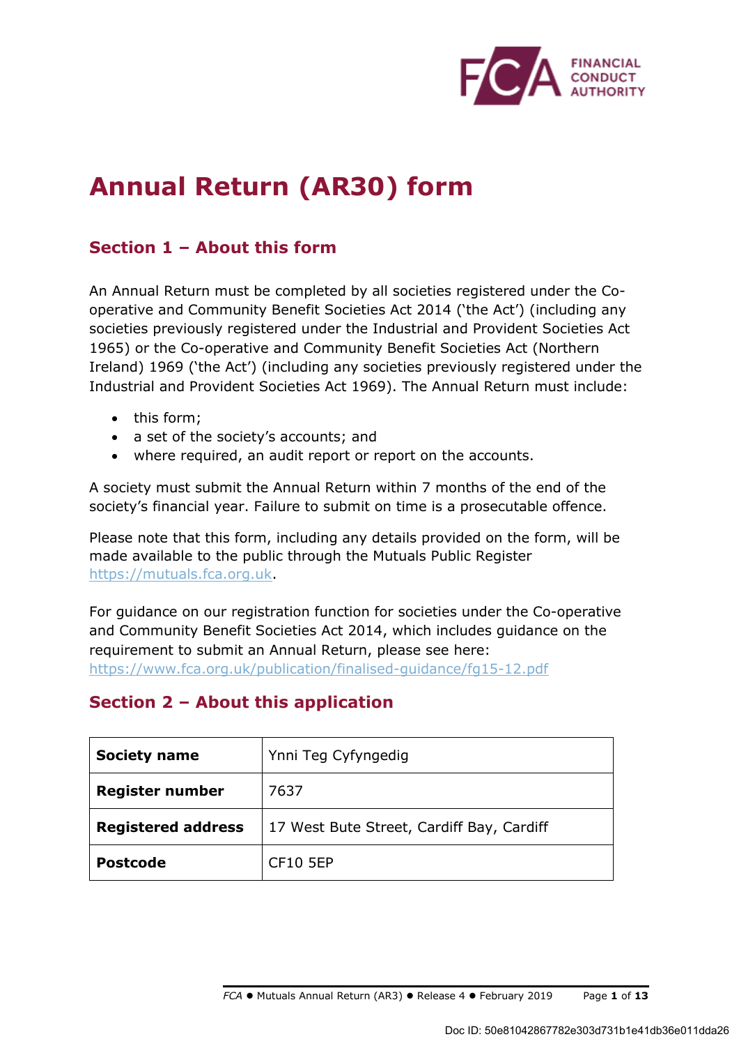# Annual Return (AR30) form

## Section 1 – About this form

An Annual Return must be completed by all societies registered under the Co-operative and Community Benefit Societies Act 2014 ('the Act') (including any societies previously registered under the Industrial and Provident Societies Act 1965) or the Co-operative and Community Benefit Societies Act (Northern Ireland) 1969 ('the Act') (including any societies previously registered under the Industrial and Provident Societies Act 1969). The Annual Return must include:

- this form;
- a set of the society's accounts; and
- where required, an audit report or report on the accounts.

A society must submit the Annual Return within 7 months of the end of the society's financial year. Failure to submit on time is a prosecutable offence.

Please note that this form, including any details provided on the form, will be made available to the public through the Mutuals Public Register https://mutuals.fca.org.uk.

For guidance on our registration function for societies under the Co-operative and Community Benefit Societies Act 2014, which includes guidance on the requirement to submit an Annual Return, please see here: https://www.fca.org.uk/publication/finalised-guidance/fg15-12.pdf

## Section 2 – About this application

| | |
|---|---|
| **Society name** | Ynni Teg Cyfyngedig |
| **Register number** | 7637 |
| **Registered address** | 17 West Bute Street, Cardiff Bay, Cardiff |
| **Postcode** | CF10 5EP |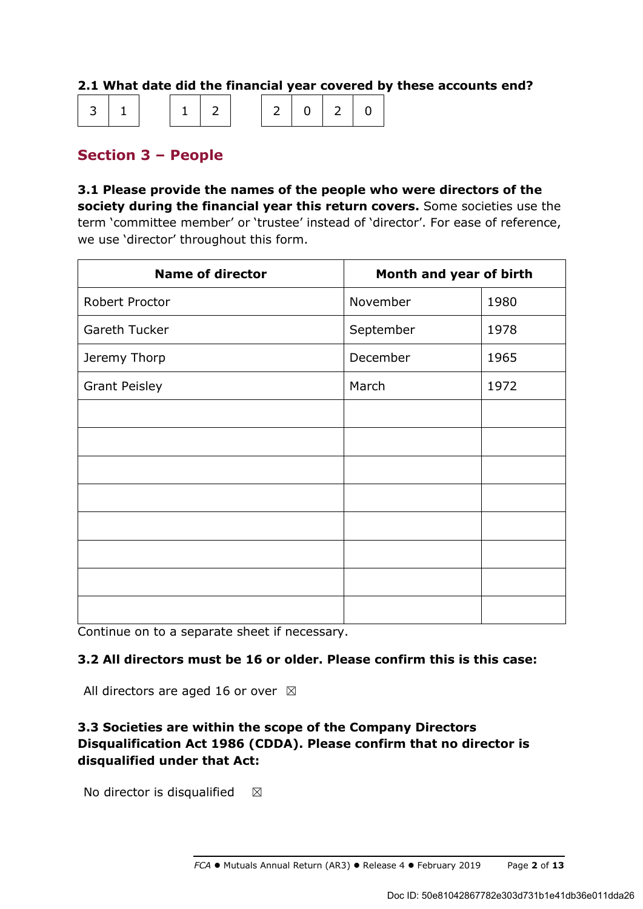**2.1 What date did the financial year covered by these accounts end?**

| 3 | 1 | | 1 | 2 | | 2 | 0 | 2 | 0 |
|---|---|---|---|---|---|---|---|---|---|

## Section 3 – People

**3.1 Please provide the names of the people who were directors of the society during the financial year this return covers.** Some societies use the term 'committee member' or 'trustee' instead of 'director'. For ease of reference, we use 'director' throughout this form.

| Name of director | Month and year of birth | |
|---|---|---|
| Robert Proctor | November | 1980 |
| Gareth Tucker | September | 1978 |
| Jeremy Thorp | December | 1965 |
| Grant Peisley | March | 1972 |
| | | |
| | | |
| | | |
| | | |
| | | |
| | | |
| | | |
| | | |

Continue on to a separate sheet if necessary.

**3.2 All directors must be 16 or older. Please confirm this is this case:**

All directors are aged 16 or over ☒

**3.3 Societies are within the scope of the Company Directors Disqualification Act 1986 (CDDA). Please confirm that no director is disqualified under that Act:**

No director is disqualified ☒

Doc ID: 50e81042867782e303d731b1e41db36e011dda26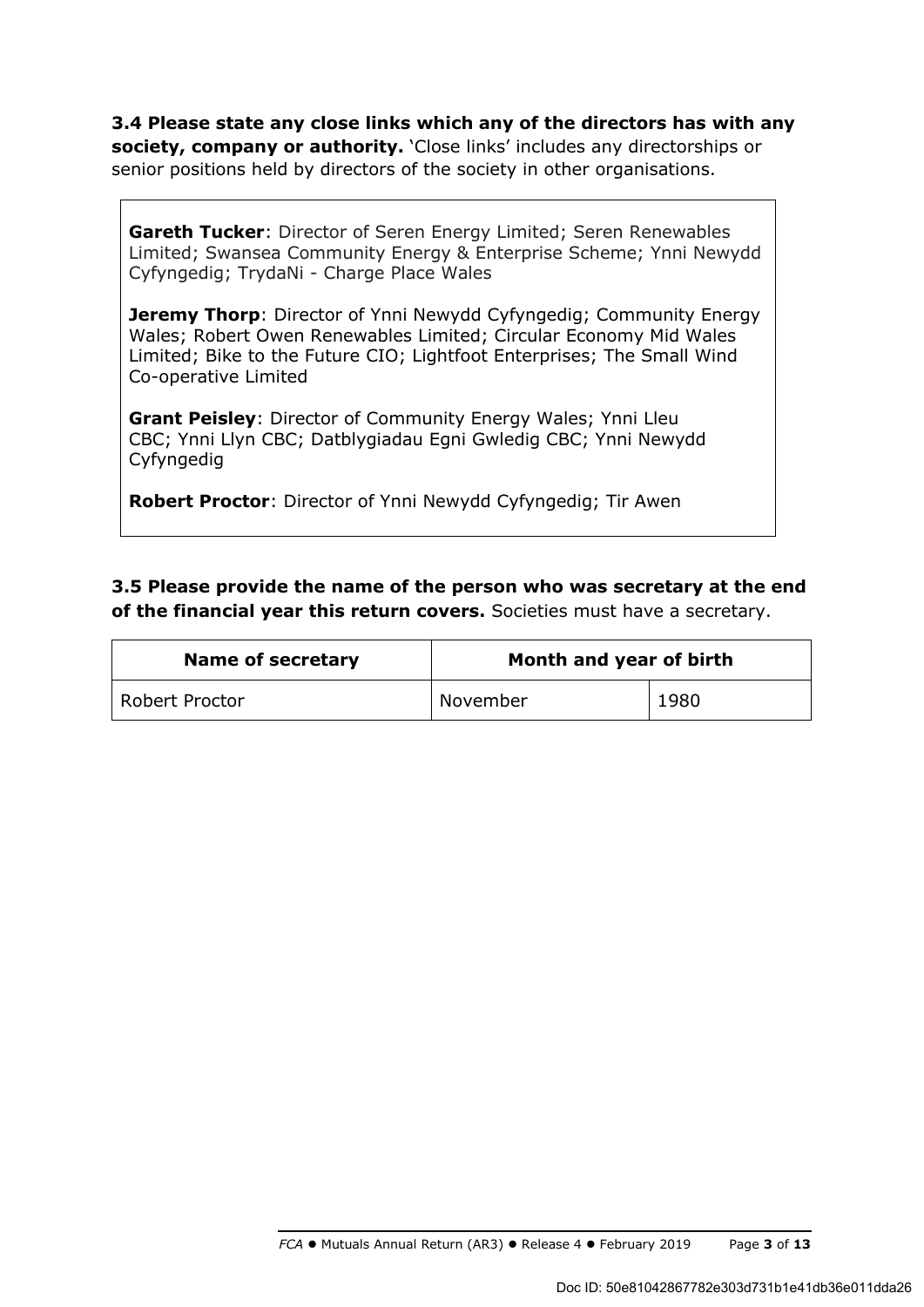**3.4 Please state any close links which any of the directors has with any society, company or authority.** 'Close links' includes any directorships or senior positions held by directors of the society in other organisations.

**Gareth Tucker**: Director of Seren Energy Limited; Seren Renewables Limited; Swansea Community Energy & Enterprise Scheme; Ynni Newydd Cyfyngedig; TrydaNi - Charge Place Wales

**Jeremy Thorp**: Director of Ynni Newydd Cyfyngedig; Community Energy Wales; Robert Owen Renewables Limited; Circular Economy Mid Wales Limited; Bike to the Future CIO; Lightfoot Enterprises; The Small Wind Co-operative Limited

**Grant Peisley**: Director of Community Energy Wales; Ynni Lleu CBC; Ynni Llyn CBC; Datblygiadau Egni Gwledig CBC; Ynni Newydd Cyfyngedig

**Robert Proctor**: Director of Ynni Newydd Cyfyngedig; Tir Awen

**3.5 Please provide the name of the person who was secretary at the end of the financial year this return covers.** Societies must have a secretary.

| Name of secretary | Month and year of birth | |
|---|---|---|
| Robert Proctor | November | 1980 |

Doc ID: 50e81042867782e303d731b1e41db36e011dda26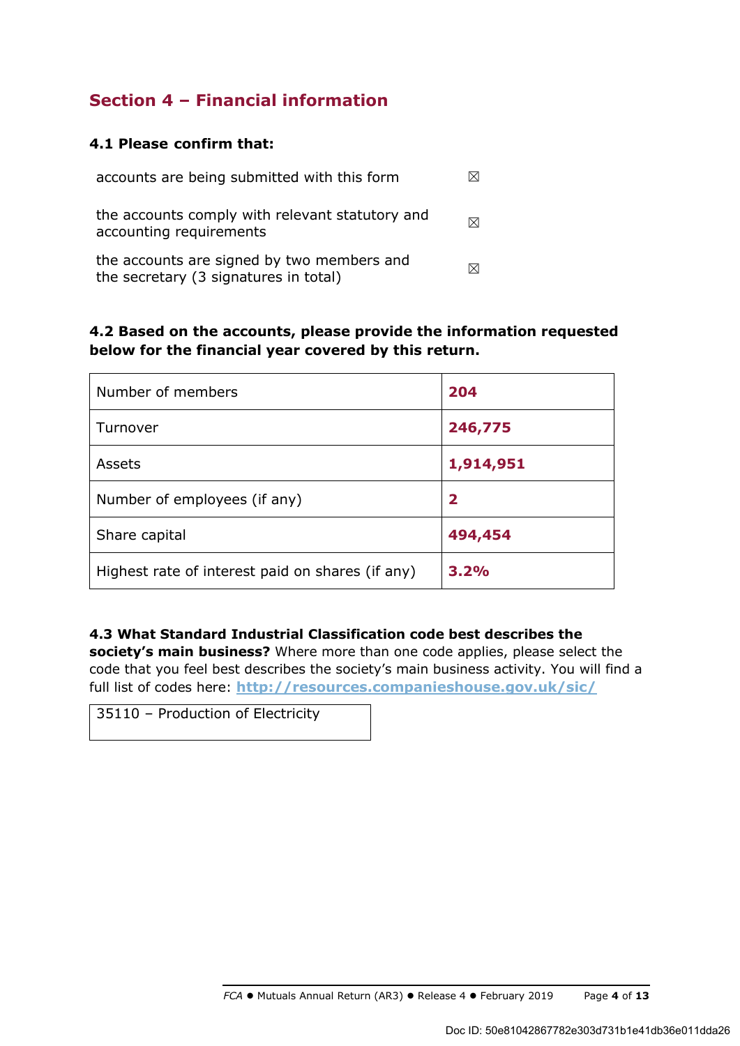## Section 4 – Financial information

### 4.1 Please confirm that:

| | |
|---|---|
| accounts are being submitted with this form | ☒ |
| the accounts comply with relevant statutory and accounting requirements | ☒ |
| the accounts are signed by two members and the secretary (3 signatures in total) | ☒ |

### 4.2 Based on the accounts, please provide the information requested below for the financial year covered by this return.

| | |
|---|---|
| Number of members | **204** |
| Turnover | **246,775** |
| Assets | **1,914,951** |
| Number of employees (if any) | **2** |
| Share capital | **494,454** |
| Highest rate of interest paid on shares (if any) | **3.2%** |

**4.3 What Standard Industrial Classification code best describes the society's main business?** Where more than one code applies, please select the code that you feel best describes the society's main business activity. You will find a full list of codes here: http://resources.companieshouse.gov.uk/sic/

35110 – Production of Electricity

Doc ID: 50e81042867782e303d731b1e41db36e011dda26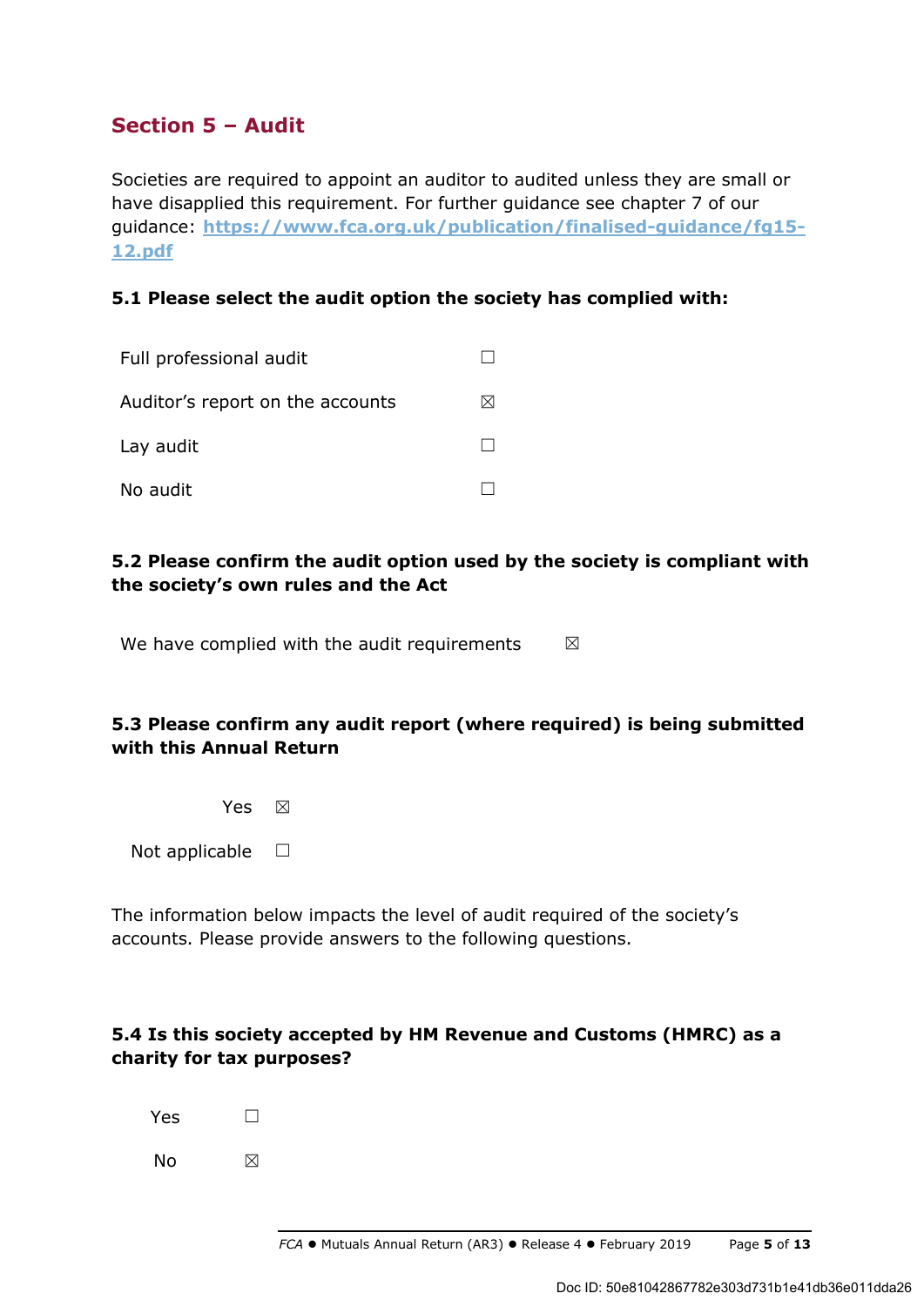## Section 5 – Audit

Societies are required to appoint an auditor to audited unless they are small or have disapplied this requirement. For further guidance see chapter 7 of our guidance: **https://www.fca.org.uk/publication/finalised-guidance/fg15-12.pdf**

**5.1 Please select the audit option the society has complied with:**

Full professional audit ☐

Auditor's report on the accounts ☒

Lay audit ☐

No audit ☐

**5.2 Please confirm the audit option used by the society is compliant with the society's own rules and the Act**

We have complied with the audit requirements ☒

**5.3 Please confirm any audit report (where required) is being submitted with this Annual Return**

Yes ☒

Not applicable ☐

The information below impacts the level of audit required of the society's accounts. Please provide answers to the following questions.

**5.4 Is this society accepted by HM Revenue and Customs (HMRC) as a charity for tax purposes?**

Yes ☐

No ☒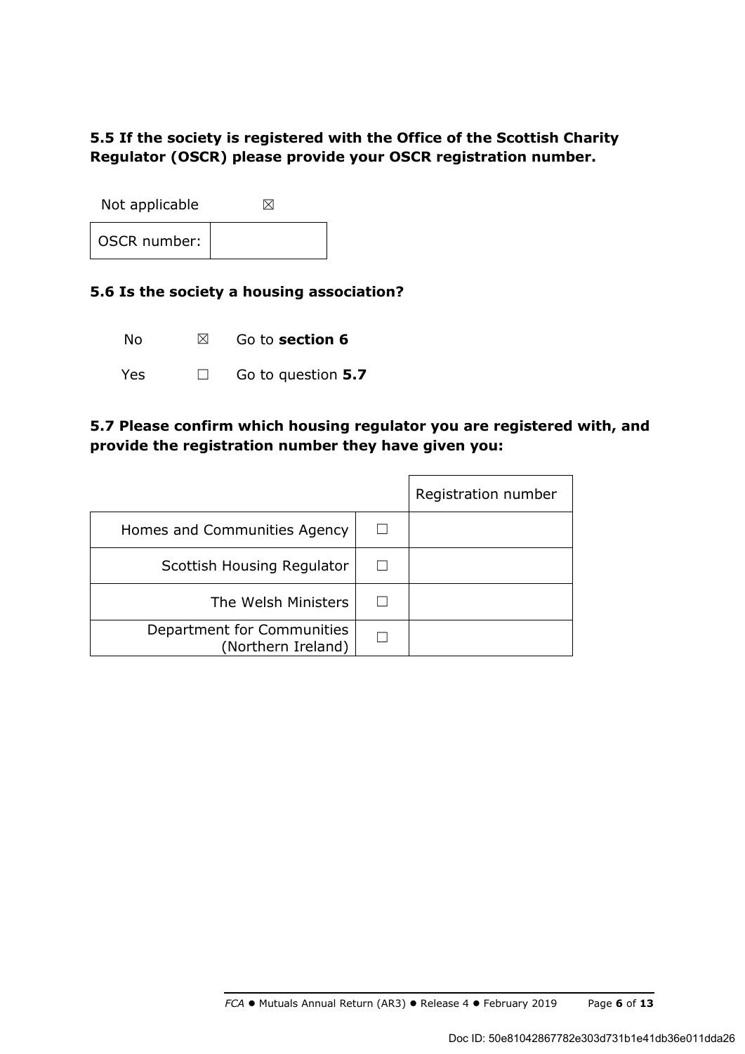**5.5 If the society is registered with the Office of the Scottish Charity Regulator (OSCR) please provide your OSCR registration number.**

Not applicable ☒

| OSCR number: | |
|---|---|

**5.6 Is the society a housing association?**

No ☒ Go to **section 6**

Yes ☐ Go to question **5.7**

**5.7 Please confirm which housing regulator you are registered with, and provide the registration number they have given you:**

| | | Registration number |
|---|---|---|
| Homes and Communities Agency | ☐ | |
| Scottish Housing Regulator | ☐ | |
| The Welsh Ministers | ☐ | |
| Department for Communities (Northern Ireland) | ☐ | |

Doc ID: 50e81042867782e303d731b1e41db36e011dda26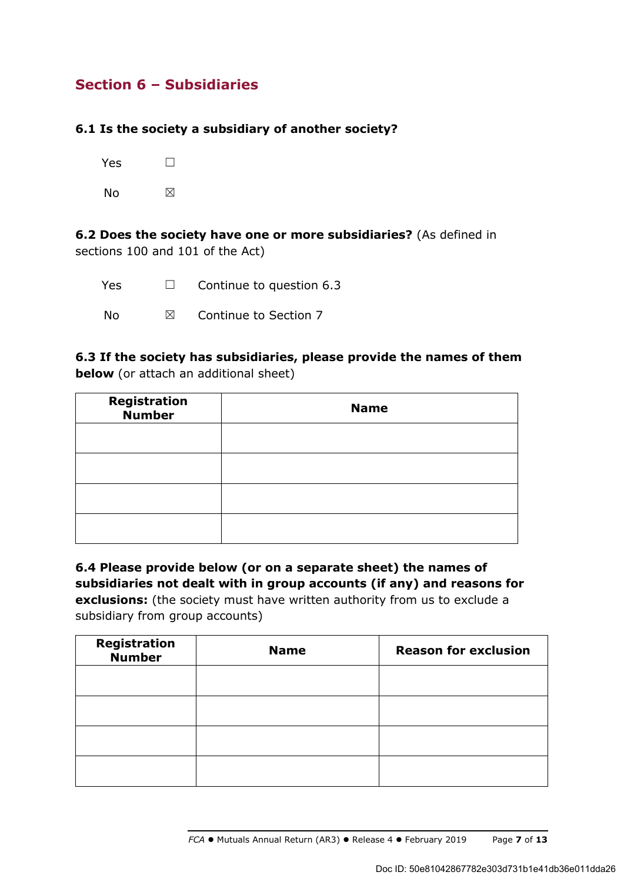## Section 6 – Subsidiaries

**6.1 Is the society a subsidiary of another society?**

Yes ☐

No ☒

**6.2 Does the society have one or more subsidiaries?** (As defined in sections 100 and 101 of the Act)

Yes ☐ Continue to question 6.3

No ☒ Continue to Section 7

**6.3 If the society has subsidiaries, please provide the names of them below** (or attach an additional sheet)

| Registration Number | Name |
|---|---|
| | |
| | |
| | |
| | |

**6.4 Please provide below (or on a separate sheet) the names of subsidiaries not dealt with in group accounts (if any) and reasons for exclusions:** (the society must have written authority from us to exclude a subsidiary from group accounts)

| Registration Number | Name | Reason for exclusion |
|---|---|---|
| | | |
| | | |
| | | |
| | | |

Doc ID: 50e81042867782e303d731b1e41db36e011dda26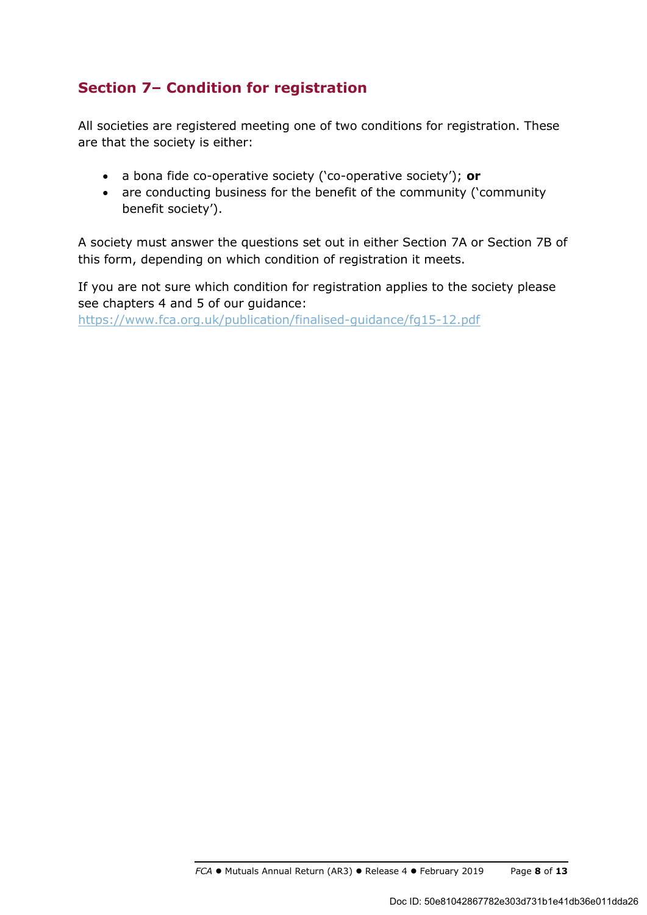## Section 7– Condition for registration

All societies are registered meeting one of two conditions for registration. These are that the society is either:

- a bona fide co-operative society ('co-operative society'); **or**
- are conducting business for the benefit of the community ('community benefit society').

A society must answer the questions set out in either Section 7A or Section 7B of this form, depending on which condition of registration it meets.

If you are not sure which condition for registration applies to the society please see chapters 4 and 5 of our guidance: https://www.fca.org.uk/publication/finalised-guidance/fg15-12.pdf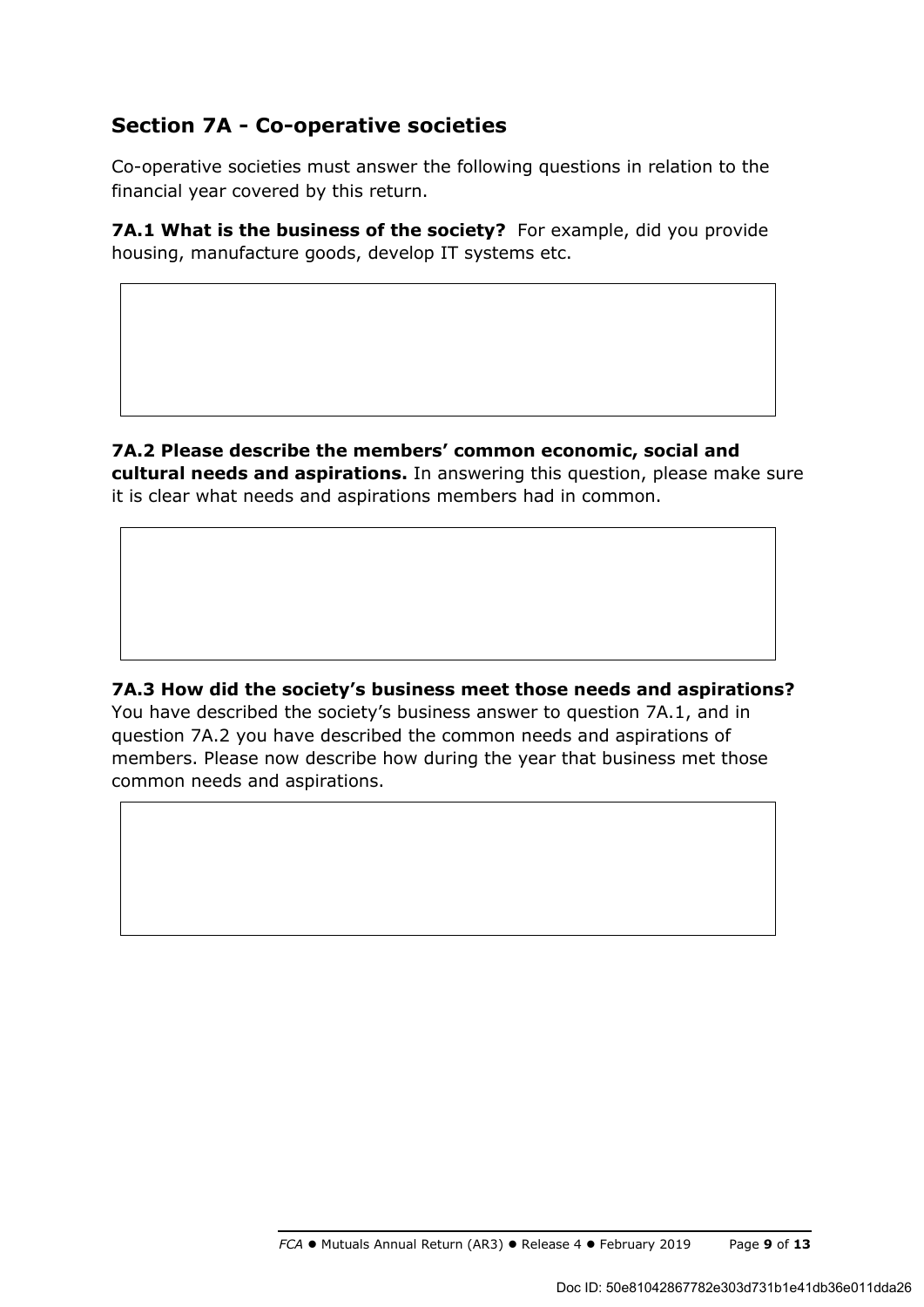## Section 7A - Co-operative societies

Co-operative societies must answer the following questions in relation to the financial year covered by this return.

**7A.1 What is the business of the society?** For example, did you provide housing, manufacture goods, develop IT systems etc.

|   |
|---|
|   |

**7A.2 Please describe the members' common economic, social and cultural needs and aspirations.** In answering this question, please make sure it is clear what needs and aspirations members had in common.

|   |
|---|
|   |

**7A.3 How did the society's business meet those needs and aspirations?** You have described the society's business answer to question 7A.1, and in question 7A.2 you have described the common needs and aspirations of members. Please now describe how during the year that business met those common needs and aspirations.

|   |
|---|
|   |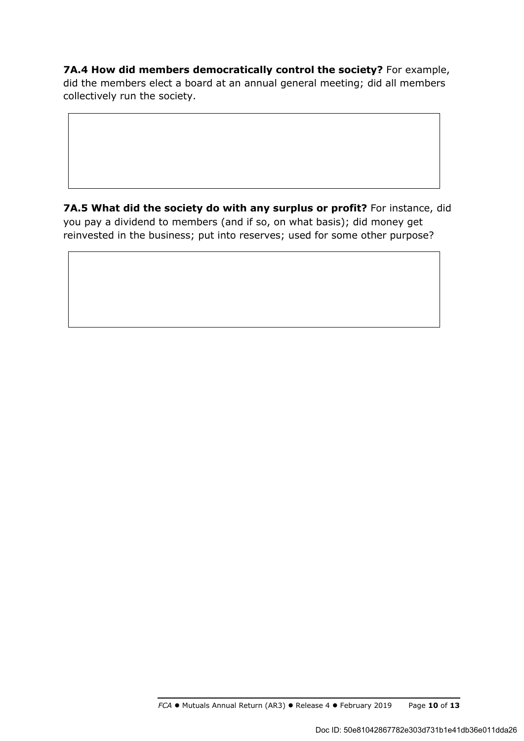**7A.4 How did members democratically control the society?** For example, did the members elect a board at an annual general meeting; did all members collectively run the society.

**7A.5 What did the society do with any surplus or profit?** For instance, did you pay a dividend to members (and if so, on what basis); did money get reinvested in the business; put into reserves; used for some other purpose?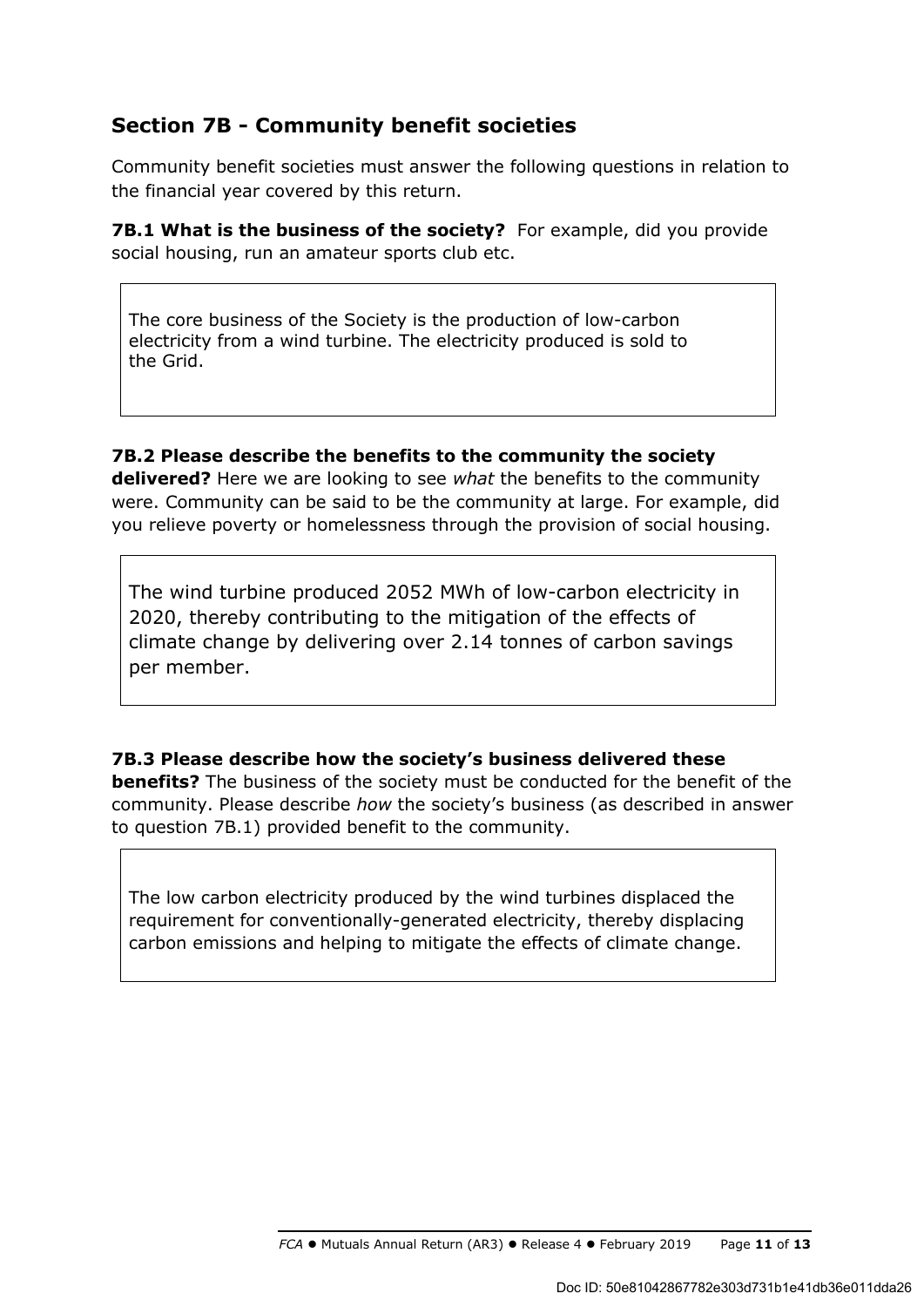## Section 7B - Community benefit societies

Community benefit societies must answer the following questions in relation to the financial year covered by this return.

**7B.1 What is the business of the society?** For example, did you provide social housing, run an amateur sports club etc.

> The core business of the Society is the production of low-carbon electricity from a wind turbine. The electricity produced is sold to the Grid.

**7B.2 Please describe the benefits to the community the society delivered?** Here we are looking to see *what* the benefits to the community were. Community can be said to be the community at large. For example, did you relieve poverty or homelessness through the provision of social housing.

> The wind turbine produced 2052 MWh of low-carbon electricity in 2020, thereby contributing to the mitigation of the effects of climate change by delivering over 2.14 tonnes of carbon savings per member.

**7B.3 Please describe how the society's business delivered these benefits?** The business of the society must be conducted for the benefit of the community. Please describe *how* the society's business (as described in answer to question 7B.1) provided benefit to the community.

> The low carbon electricity produced by the wind turbines displaced the requirement for conventionally-generated electricity, thereby displacing carbon emissions and helping to mitigate the effects of climate change.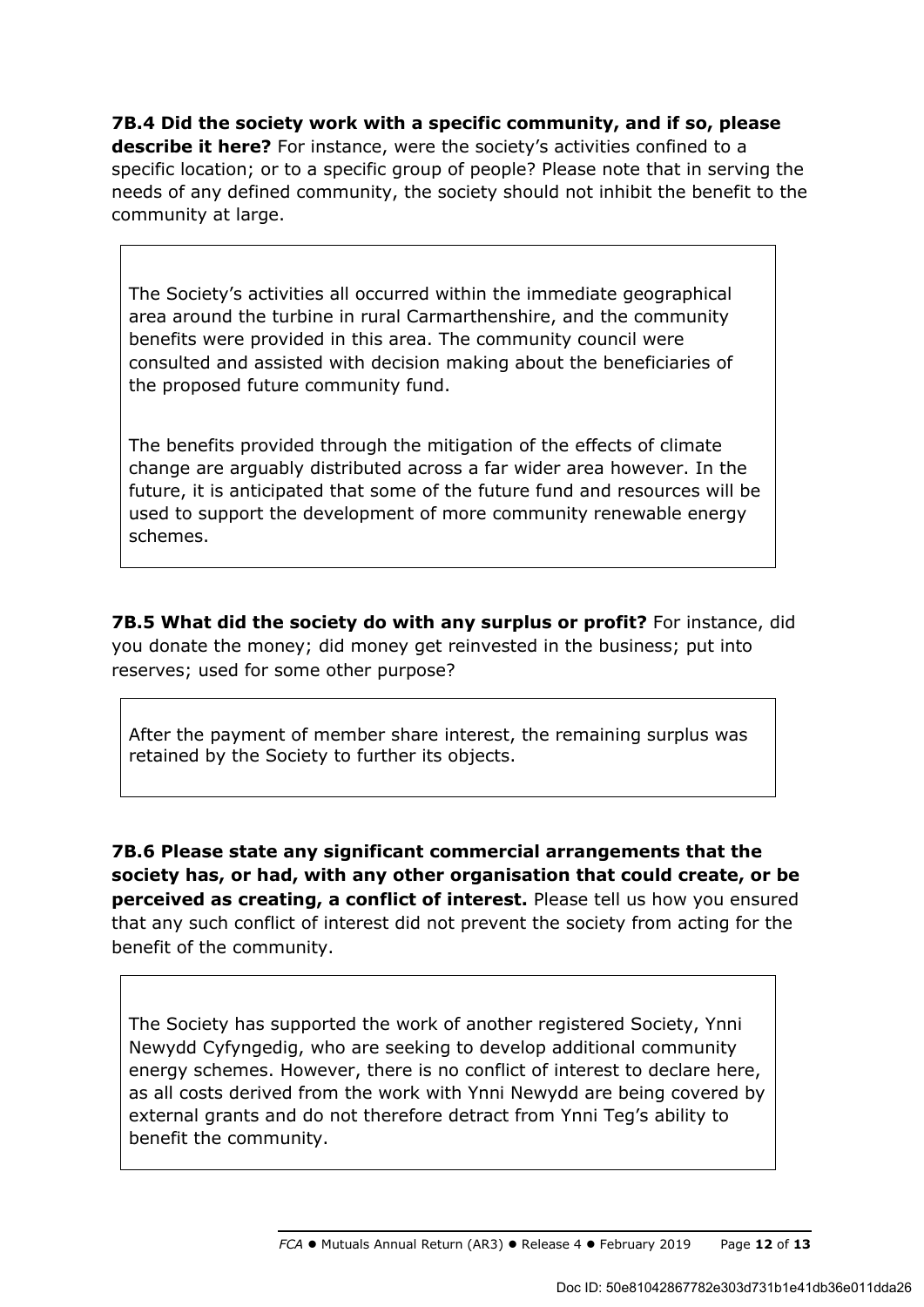**7B.4 Did the society work with a specific community, and if so, please describe it here?** For instance, were the society's activities confined to a specific location; or to a specific group of people? Please note that in serving the needs of any defined community, the society should not inhibit the benefit to the community at large.

The Society's activities all occurred within the immediate geographical area around the turbine in rural Carmarthenshire, and the community benefits were provided in this area. The community council were consulted and assisted with decision making about the beneficiaries of the proposed future community fund.

The benefits provided through the mitigation of the effects of climate change are arguably distributed across a far wider area however. In the future, it is anticipated that some of the future fund and resources will be used to support the development of more community renewable energy schemes.

**7B.5 What did the society do with any surplus or profit?** For instance, did you donate the money; did money get reinvested in the business; put into reserves; used for some other purpose?

After the payment of member share interest, the remaining surplus was retained by the Society to further its objects.

**7B.6 Please state any significant commercial arrangements that the society has, or had, with any other organisation that could create, or be perceived as creating, a conflict of interest.** Please tell us how you ensured that any such conflict of interest did not prevent the society from acting for the benefit of the community.

The Society has supported the work of another registered Society, Ynni Newydd Cyfyngedig, who are seeking to develop additional community energy schemes. However, there is no conflict of interest to declare here, as all costs derived from the work with Ynni Newydd are being covered by external grants and do not therefore detract from Ynni Teg's ability to benefit the community.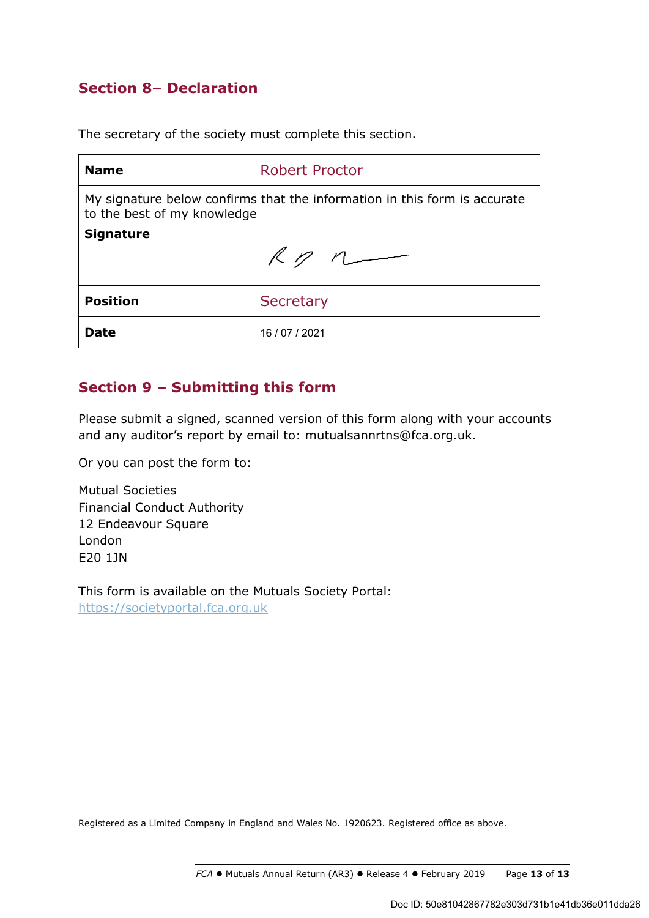## Section 8– Declaration

The secretary of the society must complete this section.

| Name | Robert Proctor |
|---|---|
| My signature below confirms that the information in this form is accurate to the best of my knowledge | |
| **Signature** | |
| **Position** | Secretary |
| **Date** | 16 / 07 / 2021 |

## Section 9 – Submitting this form

Please submit a signed, scanned version of this form along with your accounts and any auditor's report by email to: mutualsannrtns@fca.org.uk.

Or you can post the form to:

Mutual Societies
Financial Conduct Authority
12 Endeavour Square
London
E20 1JN

This form is available on the Mutuals Society Portal:
https://societyportal.fca.org.uk

Registered as a Limited Company in England and Wales No. 1920623. Registered office as above.

Doc ID: 50e81042867782e303d731b1e41db36e011dda26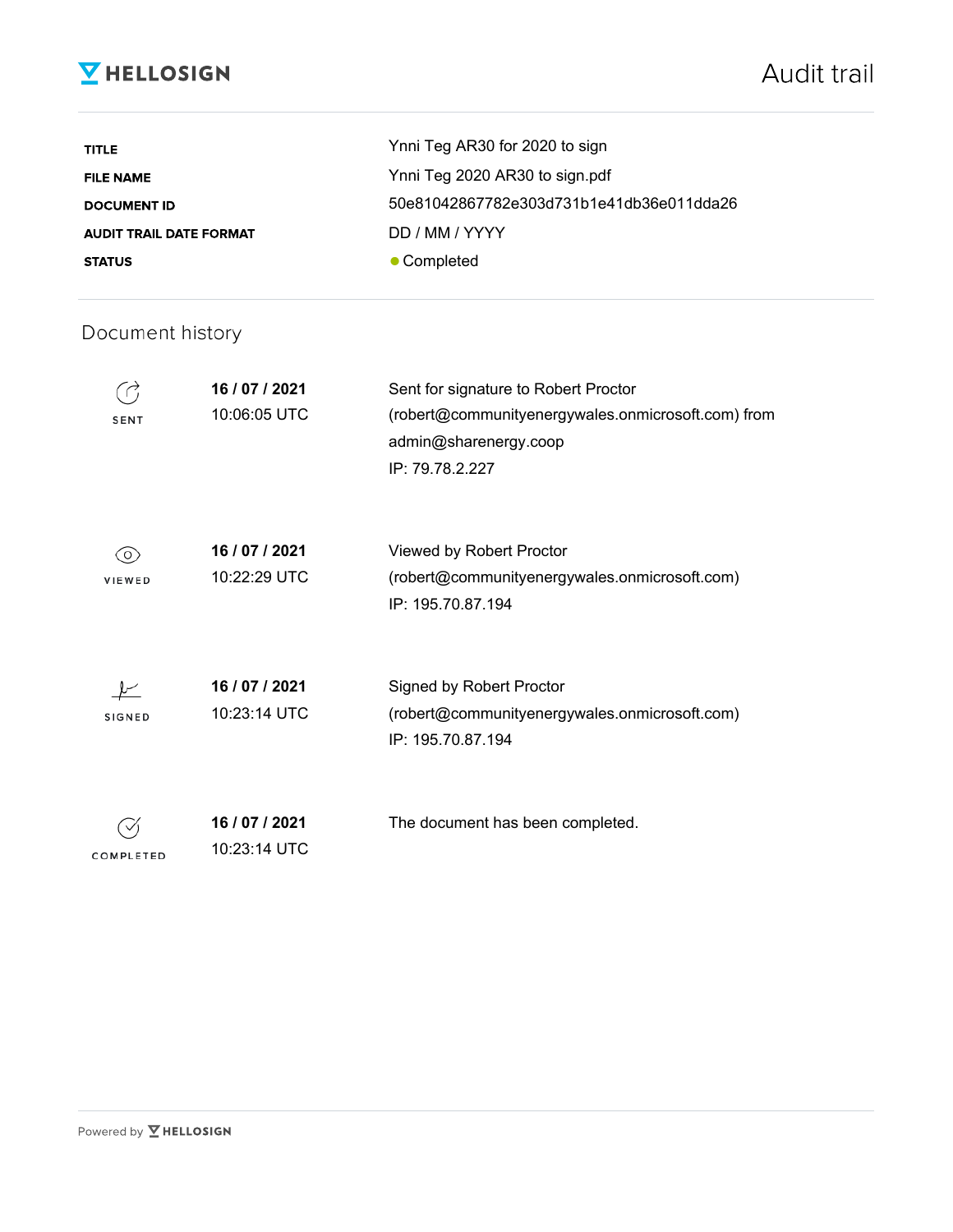**HELLOSIGN**

# Audit trail

| | |
|---|---|
| **TITLE** | Ynni Teg AR30 for 2020 to sign |
| **FILE NAME** | Ynni Teg 2020 AR30 to sign.pdf |
| **DOCUMENT ID** | 50e81042867782e303d731b1e41db36e011dda26 |
| **AUDIT TRAIL DATE FORMAT** | DD / MM / YYYY |
| **STATUS** | ● Completed |

## Document history

| | | |
|---|---|---|
| SENT | **16 / 07 / 2021** 10:06:05 UTC | Sent for signature to Robert Proctor (robert@communityenergywales.onmicrosoft.com) from admin@sharenergy.coop IP: 79.78.2.227 |
| VIEWED | **16 / 07 / 2021** 10:22:29 UTC | Viewed by Robert Proctor (robert@communityenergywales.onmicrosoft.com) IP: 195.70.87.194 |
| SIGNED | **16 / 07 / 2021** 10:23:14 UTC | Signed by Robert Proctor (robert@communityenergywales.onmicrosoft.com) IP: 195.70.87.194 |
| COMPLETED | **16 / 07 / 2021** 10:23:14 UTC | The document has been completed. |

Powered by HELLOSIGN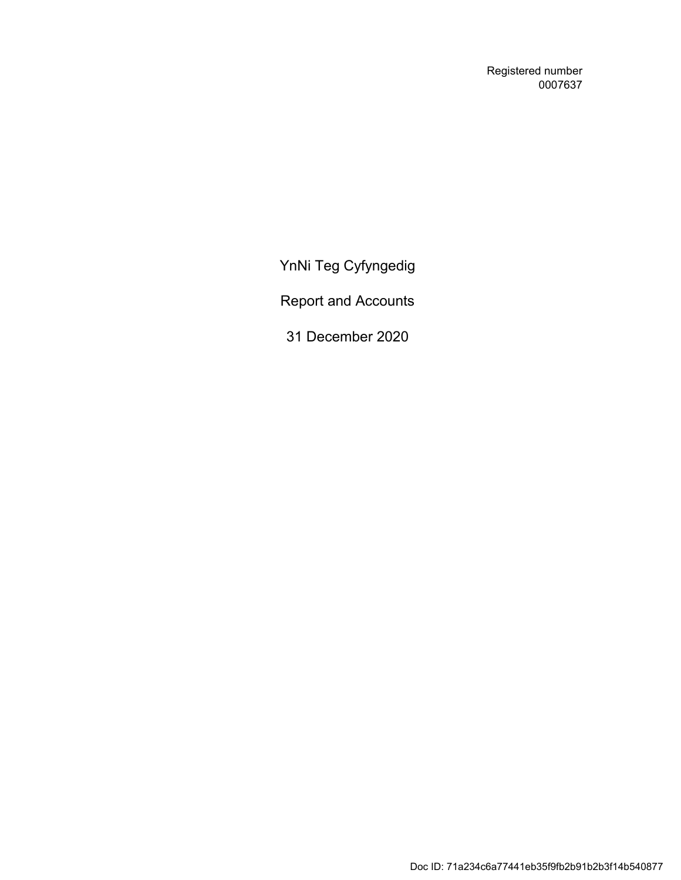Registered number
0007637

# YnNi Teg Cyfyngedig

## Report and Accounts

## 31 December 2020

Doc ID: 71a234c6a77441eb35f9fb2b91b2b3f14b540877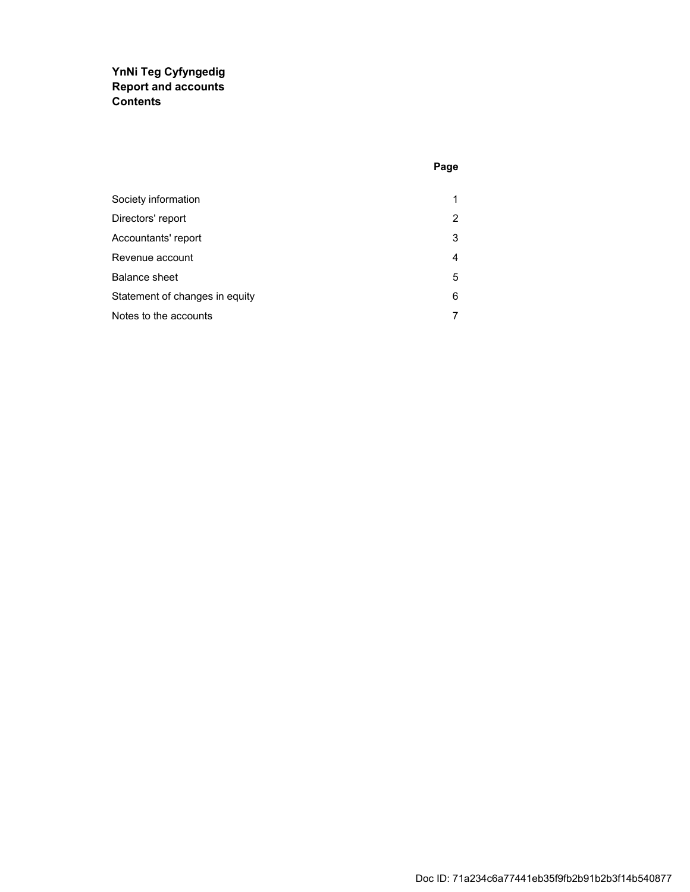**YnNi Teg Cyfyngedig**
**Report and accounts**
**Contents**

| | Page |
|---|---|
| Society information | 1 |
| Directors' report | 2 |
| Accountants' report | 3 |
| Revenue account | 4 |
| Balance sheet | 5 |
| Statement of changes in equity | 6 |
| Notes to the accounts | 7 |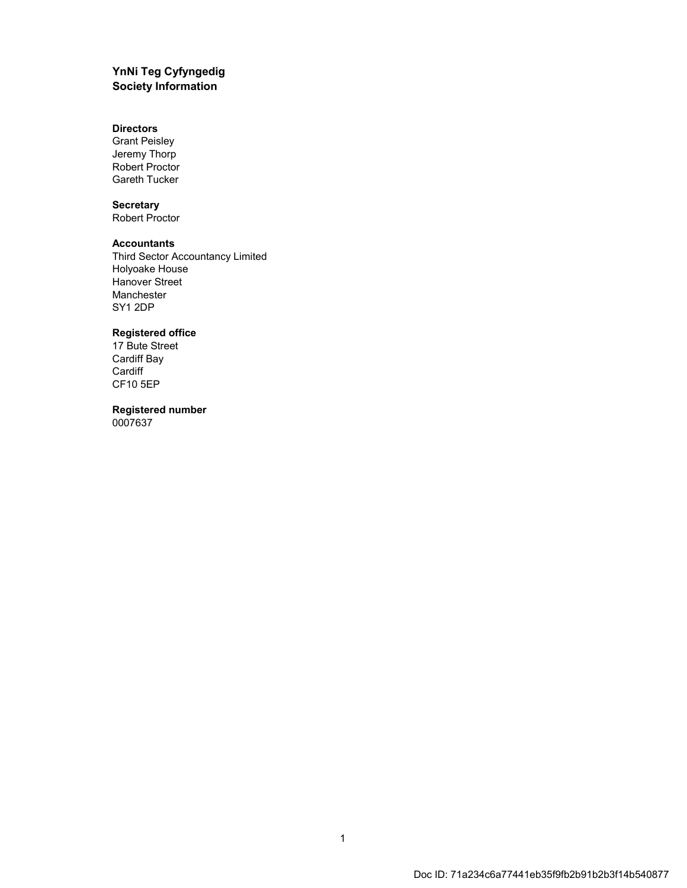# YnNi Teg Cyfyngedig
## Society Information

**Directors**
Grant Peisley
Jeremy Thorp
Robert Proctor
Gareth Tucker

**Secretary**
Robert Proctor

**Accountants**
Third Sector Accountancy Limited
Holyoake House
Hanover Street
Manchester
SY1 2DP

**Registered office**
17 Bute Street
Cardiff Bay
Cardiff
CF10 5EP

**Registered number**
0007637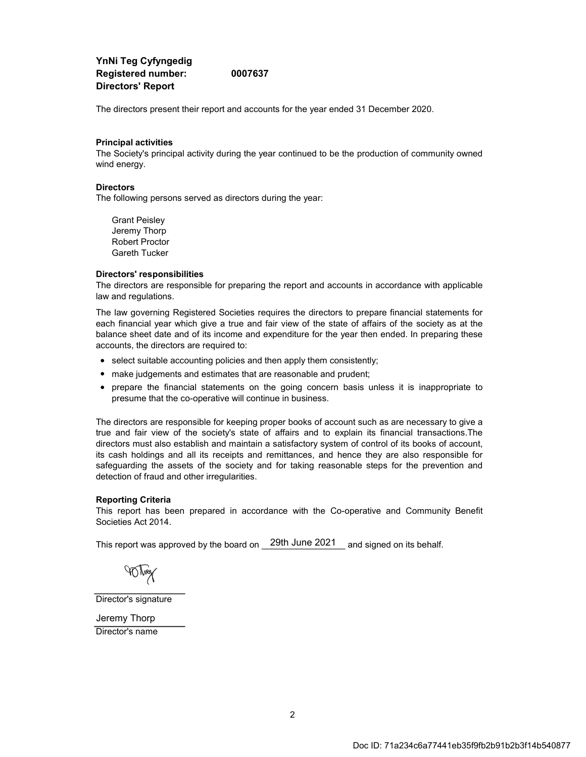**YnNi Teg Cyfyngedig**
**Registered number: 0007637**
**Directors' Report**

The directors present their report and accounts for the year ended 31 December 2020.

**Principal activities**
The Society's principal activity during the year continued to be the production of community owned wind energy.

**Directors**
The following persons served as directors during the year:

Grant Peisley
Jeremy Thorp
Robert Proctor
Gareth Tucker

**Directors' responsibilities**
The directors are responsible for preparing the report and accounts in accordance with applicable law and regulations.

The law governing Registered Societies requires the directors to prepare financial statements for each financial year which give a true and fair view of the state of affairs of the society as at the balance sheet date and of its income and expenditure for the year then ended. In preparing these accounts, the directors are required to:

- select suitable accounting policies and then apply them consistently;
- make judgements and estimates that are reasonable and prudent;
- prepare the financial statements on the going concern basis unless it is inappropriate to presume that the co-operative will continue in business.

The directors are responsible for keeping proper books of account such as are necessary to give a true and fair view of the society's state of affairs and to explain its financial transactions.The directors must also establish and maintain a satisfactory system of control of its books of account, its cash holdings and all its receipts and remittances, and hence they are also responsible for safeguarding the assets of the society and for taking reasonable steps for the prevention and detection of fraud and other irregularities.

**Reporting Criteria**
This report has been prepared in accordance with the Co-operative and Community Benefit Societies Act 2014.

This report was approved by the board on 29th June 2021 and signed on its behalf.

Director's signature

Jeremy Thorp
Director's name

Doc ID: 71a234c6a77441eb35f9fb2b91b2b3f14b540877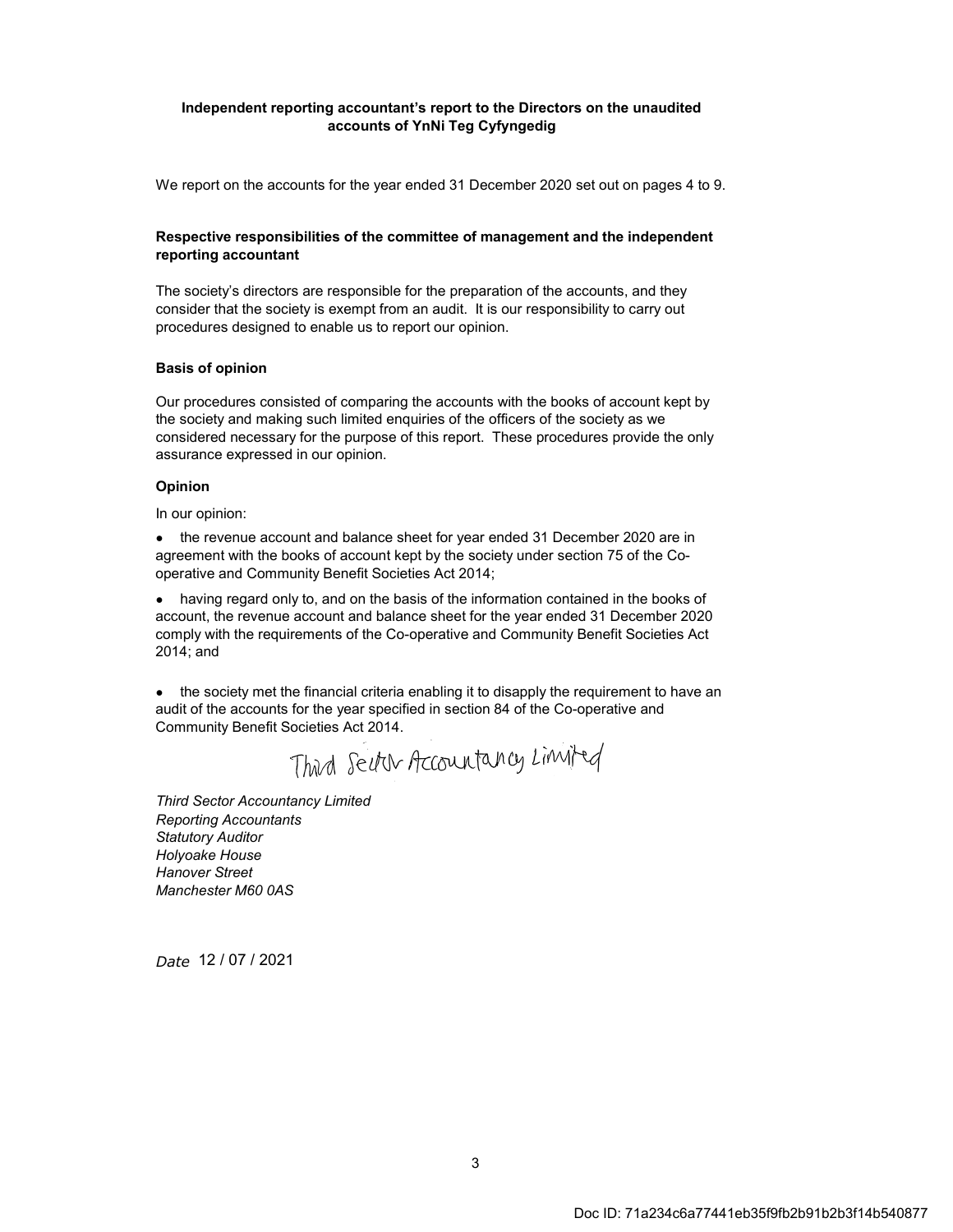**Independent reporting accountant's report to the Directors on the unaudited accounts of YnNi Teg Cyfyngedig**

We report on the accounts for the year ended 31 December 2020 set out on pages 4 to 9.

**Respective responsibilities of the committee of management and the independent reporting accountant**

The society's directors are responsible for the preparation of the accounts, and they consider that the society is exempt from an audit. It is our responsibility to carry out procedures designed to enable us to report our opinion.

**Basis of opinion**

Our procedures consisted of comparing the accounts with the books of account kept by the society and making such limited enquiries of the officers of the society as we considered necessary for the purpose of this report. These procedures provide the only assurance expressed in our opinion.

**Opinion**

In our opinion:

- the revenue account and balance sheet for year ended 31 December 2020 are in agreement with the books of account kept by the society under section 75 of the Co-operative and Community Benefit Societies Act 2014;
- having regard only to, and on the basis of the information contained in the books of account, the revenue account and balance sheet for the year ended 31 December 2020 comply with the requirements of the Co-operative and Community Benefit Societies Act 2014; and
- the society met the financial criteria enabling it to disapply the requirement to have an audit of the accounts for the year specified in section 84 of the Co-operative and Community Benefit Societies Act 2014.

Third Sector Accountancy Limited

*Third Sector Accountancy Limited*
*Reporting Accountants*
*Statutory Auditor*
*Holyoake House*
*Hanover Street*
*Manchester M60 0AS*

*Date* 12 / 07 / 2021

Doc ID: 71a234c6a77441eb35f9fb2b91b2b3f14b540877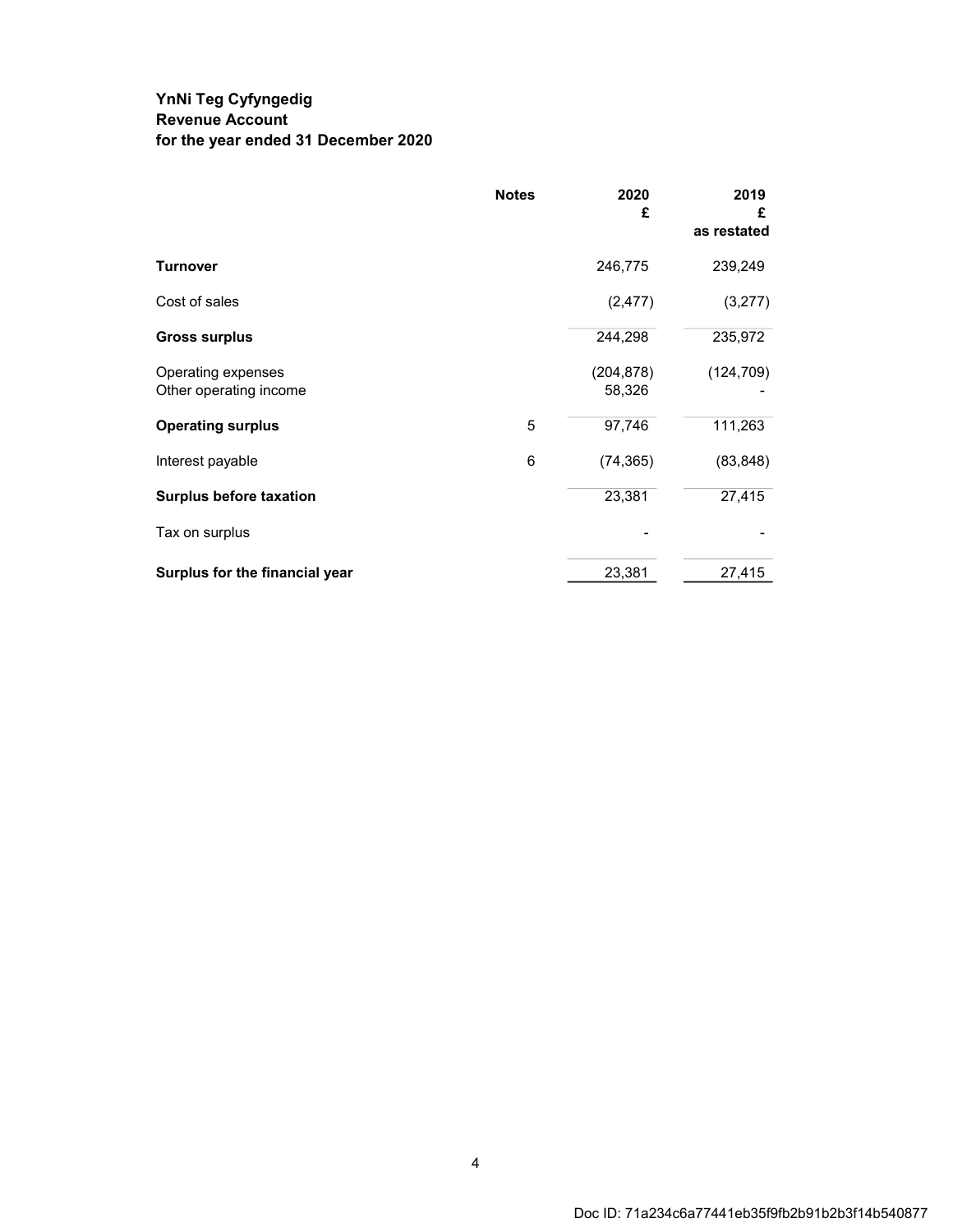# YnNi Teg Cyfyngedig
## Revenue Account
### for the year ended 31 December 2020

| | Notes | 2020<br>£ | 2019<br>£<br>as restated |
|---|---|---|---|
| **Turnover** | | 246,775 | 239,249 |
| Cost of sales | | (2,477) | (3,277) |
| **Gross surplus** | | 244,298 | 235,972 |
| Operating expenses | | (204,878) | (124,709) |
| Other operating income | | 58,326 | - |
| **Operating surplus** | 5 | 97,746 | 111,263 |
| Interest payable | 6 | (74,365) | (83,848) |
| **Surplus before taxation** | | 23,381 | 27,415 |
| Tax on surplus | | - | - |
| **Surplus for the financial year** | | 23,381 | 27,415 |

Doc ID: 71a234c6a77441eb35f9fb2b91b2b3f14b540877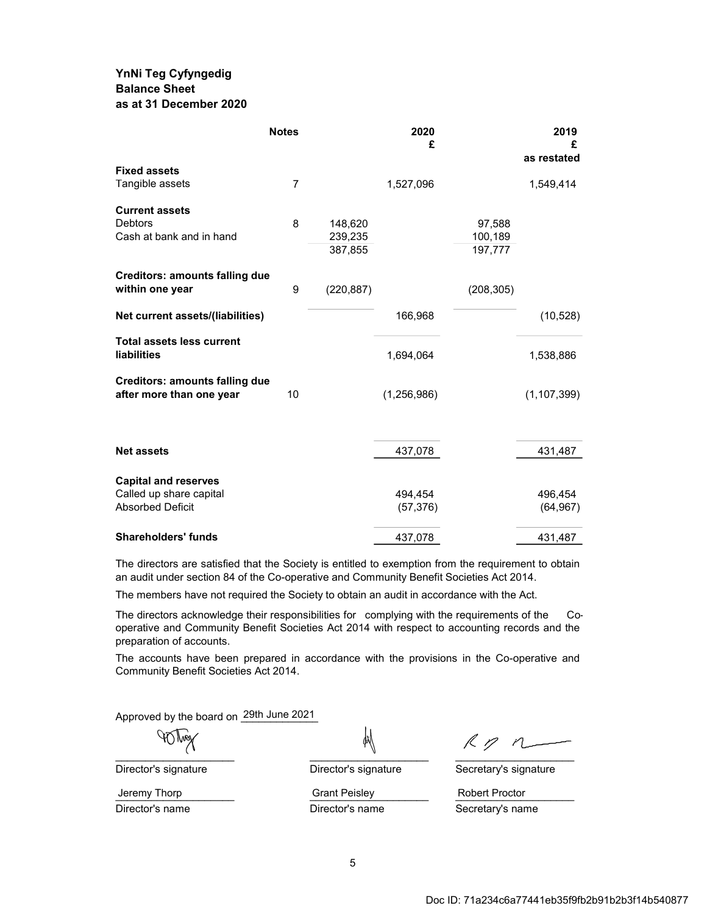**YnNi Teg Cyfyngedig**
**Balance Sheet**
**as at 31 December 2020**

| | Notes | | 2020 £ | | 2019 £ as restated |
|---|---|---|---|---|---|
| **Fixed assets** | | | | | |
| Tangible assets | 7 | | 1,527,096 | | 1,549,414 |
| **Current assets** | | | | | |
| Debtors | 8 | 148,620 | | 97,588 | |
| Cash at bank and in hand | | 239,235 | | 100,189 | |
| | | 387,855 | | 197,777 | |
| **Creditors: amounts falling due within one year** | 9 | (220,887) | | (208,305) | |
| **Net current assets/(liabilities)** | | | 166,968 | | (10,528) |
| **Total assets less current liabilities** | | | 1,694,064 | | 1,538,886 |
| **Creditors: amounts falling due after more than one year** | 10 | | (1,256,986) | | (1,107,399) |
| **Net assets** | | | 437,078 | | 431,487 |
| **Capital and reserves** | | | | | |
| Called up share capital | | | 494,454 | | 496,454 |
| Absorbed Deficit | | | (57,376) | | (64,967) |
| **Shareholders' funds** | | | 437,078 | | 431,487 |

The directors are satisfied that the Society is entitled to exemption from the requirement to obtain an audit under section 84 of the Co-operative and Community Benefit Societies Act 2014.

The members have not required the Society to obtain an audit in accordance with the Act.

The directors acknowledge their responsibilities for complying with the requirements of the Co-operative and Community Benefit Societies Act 2014 with respect to accounting records and the preparation of accounts.

The accounts have been prepared in accordance with the provisions in the Co-operative and Community Benefit Societies Act 2014.

Approved by the board on 29th June 2021

| Director's signature | Director's signature | Secretary's signature |
|---|---|---|
| Jeremy Thorp | Grant Peisley | Robert Proctor |
| Director's name | Director's name | Secretary's name |

Doc ID: 71a234c6a77441eb35f9fb2b91b2b3f14b540877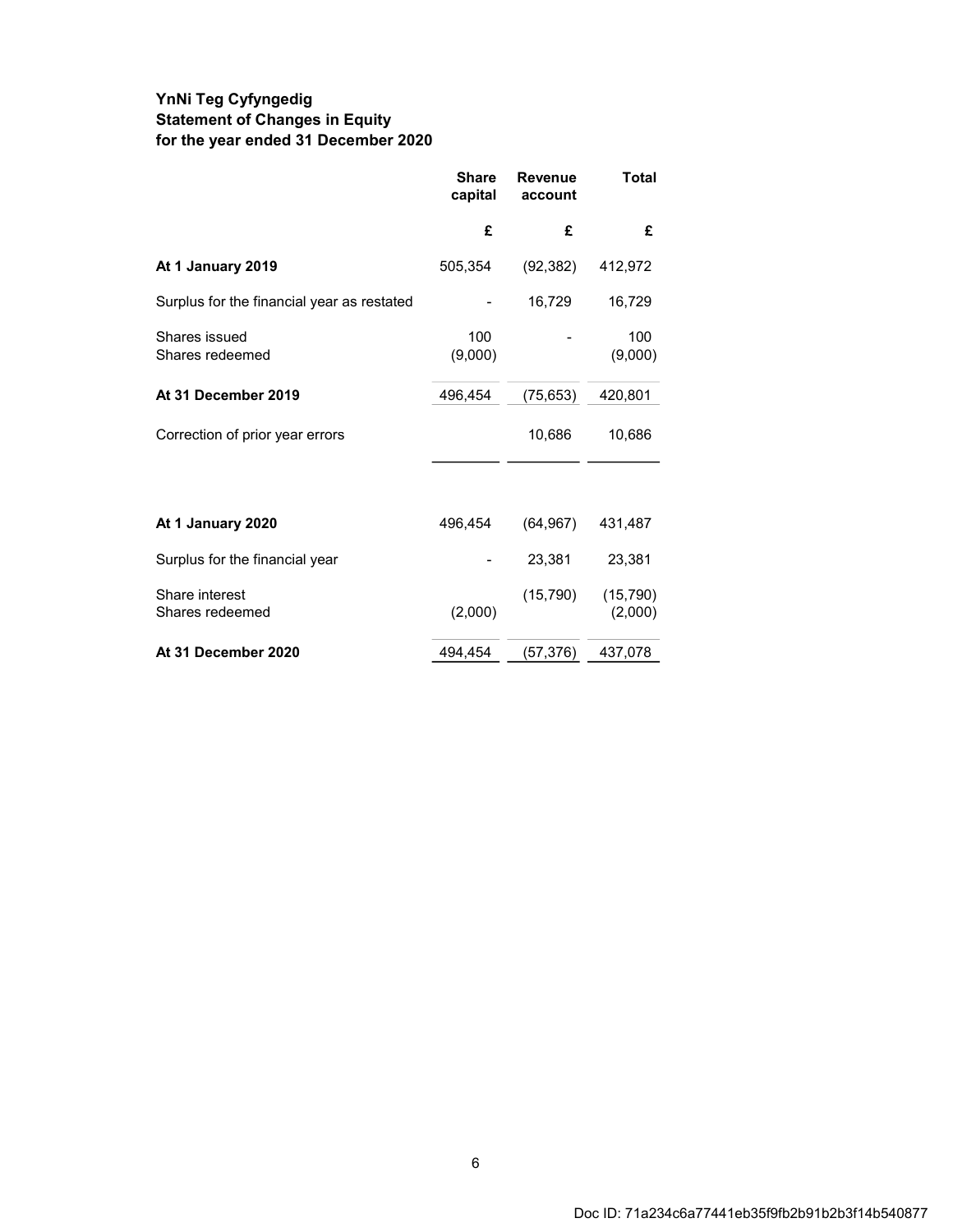**YnNi Teg Cyfyngedig**
**Statement of Changes in Equity**
**for the year ended 31 December 2020**

| | Share capital | Revenue account | Total |
|---|---|---|---|
| | £ | £ | £ |
| **At 1 January 2019** | 505,354 | (92,382) | 412,972 |
| Surplus for the financial year as restated | - | 16,729 | 16,729 |
| Shares issued | 100 | - | 100 |
| Shares redeemed | (9,000) | | (9,000) |
| **At 31 December 2019** | 496,454 | (75,653) | 420,801 |
| Correction of prior year errors | | 10,686 | 10,686 |
| **At 1 January 2020** | 496,454 | (64,967) | 431,487 |
| Surplus for the financial year | - | 23,381 | 23,381 |
| Share interest | | (15,790) | (15,790) |
| Shares redeemed | (2,000) | | (2,000) |
| **At 31 December 2020** | 494,454 | (57,376) | 437,078 |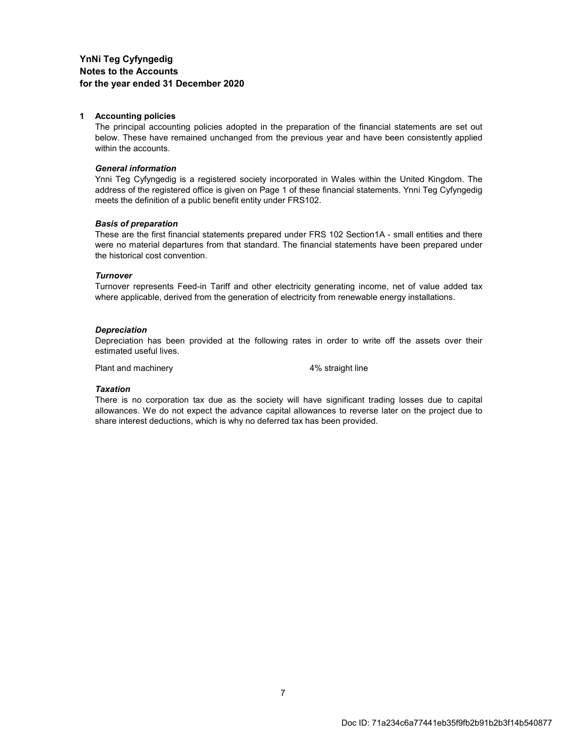**YnNi Teg Cyfyngedig**
**Notes to the Accounts**
**for the year ended 31 December 2020**

## 1 Accounting policies

The principal accounting policies adopted in the preparation of the financial statements are set out below. These have remained unchanged from the previous year and have been consistently applied within the accounts.

***General information***

Ynni Teg Cyfyngedig is a registered society incorporated in Wales within the United Kingdom. The address of the registered office is given on Page 1 of these financial statements. Ynni Teg Cyfyngedig meets the definition of a public benefit entity under FRS102.

***Basis of preparation***

These are the first financial statements prepared under FRS 102 Section1A - small entities and there were no material departures from that standard. The financial statements have been prepared under the historical cost convention.

***Turnover***

Turnover represents Feed-in Tariff and other electricity generating income, net of value added tax where applicable, derived from the generation of electricity from renewable energy installations.

***Depreciation***

Depreciation has been provided at the following rates in order to write off the assets over their estimated useful lives.

| | |
|---|---|
| Plant and machinery | 4% straight line |

***Taxation***

There is no corporation tax due as the society will have significant trading losses due to capital allowances. We do not expect the advance capital allowances to reverse later on the project due to share interest deductions, which is why no deferred tax has been provided.

Doc ID: 71a234c6a77441eb35f9fb2b91b2b3f14b540877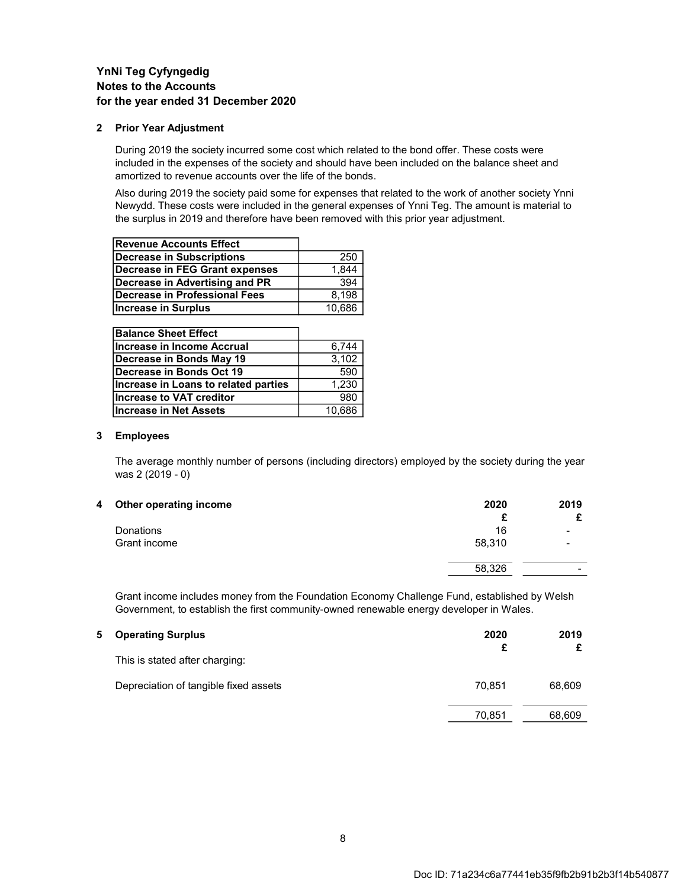# YnNi Teg Cyfyngedig
## Notes to the Accounts
## for the year ended 31 December 2020

### 2 Prior Year Adjustment

During 2019 the society incurred some cost which related to the bond offer. These costs were included in the expenses of the society and should have been included on the balance sheet and amortized to revenue accounts over the life of the bonds.

Also during 2019 the society paid some for expenses that related to the work of another society Ynni Newydd. These costs were included in the general expenses of Ynni Teg. The amount is material to the surplus in 2019 and therefore have been removed with this prior year adjustment.

| **Revenue Accounts Effect** | |
|---|---|
| **Decrease in Subscriptions** | 250 |
| **Decrease in FEG Grant expenses** | 1,844 |
| **Decrease in Advertising and PR** | 394 |
| **Decrease in Professional Fees** | 8,198 |
| **Increase in Surplus** | 10,686 |

| **Balance Sheet Effect** | |
|---|---|
| **Increase in Income Accrual** | 6,744 |
| **Decrease in Bonds May 19** | 3,102 |
| **Decrease in Bonds Oct 19** | 590 |
| **Increase in Loans to related parties** | 1,230 |
| **Increase to VAT creditor** | 980 |
| **Increase in Net Assets** | 10,686 |

### 3 Employees

The average monthly number of persons (including directors) employed by the society during the year was 2 (2019 - 0)

### 4 Other operating income

| | 2020 £ | 2019 £ |
|---|---|---|
| Donations | 16 | - |
| Grant income | 58,310 | - |
| | 58,326 | - |

Grant income includes money from the Foundation Economy Challenge Fund, established by Welsh Government, to establish the first community-owned renewable energy developer in Wales.

### 5 Operating Surplus

| | 2020 £ | 2019 £ |
|---|---|---|
| This is stated after charging: | | |
| Depreciation of tangible fixed assets | 70,851 | 68,609 |
| | 70,851 | 68,609 |

Doc ID: 71a234c6a77441eb35f9fb2b91b2b3f14b540877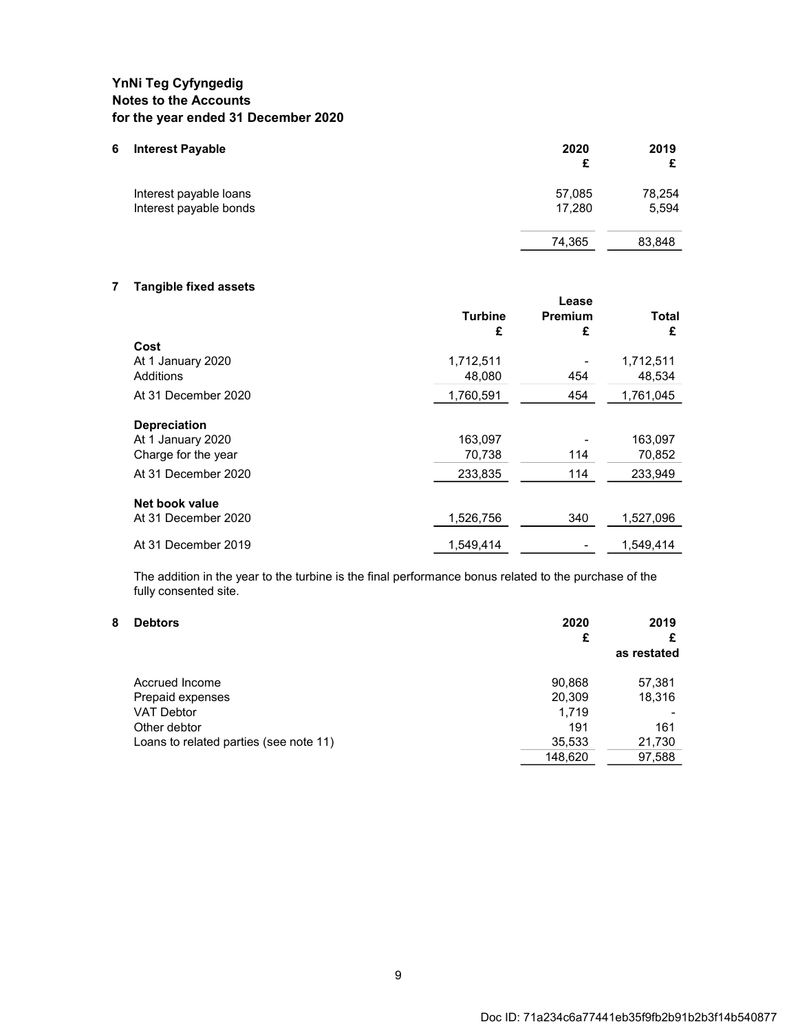**YnNi Teg Cyfyngedig**
**Notes to the Accounts**
**for the year ended 31 December 2020**

## 6 Interest Payable

| | 2020 £ | 2019 £ |
|---|---|---|
| Interest payable loans | 57,085 | 78,254 |
| Interest payable bonds | 17,280 | 5,594 |
| | 74,365 | 83,848 |

## 7 Tangible fixed assets

| | Turbine £ | Lease Premium £ | Total £ |
|---|---|---|---|
| **Cost** | | | |
| At 1 January 2020 | 1,712,511 | - | 1,712,511 |
| Additions | 48,080 | 454 | 48,534 |
| At 31 December 2020 | 1,760,591 | 454 | 1,761,045 |
| **Depreciation** | | | |
| At 1 January 2020 | 163,097 | - | 163,097 |
| Charge for the year | 70,738 | 114 | 70,852 |
| At 31 December 2020 | 233,835 | 114 | 233,949 |
| **Net book value** | | | |
| At 31 December 2020 | 1,526,756 | 340 | 1,527,096 |
| At 31 December 2019 | 1,549,414 | - | 1,549,414 |

The addition in the year to the turbine is the final performance bonus related to the purchase of the fully consented site.

## 8 Debtors

| | 2020 £ | 2019 £ as restated |
|---|---|---|
| Accrued Income | 90,868 | 57,381 |
| Prepaid expenses | 20,309 | 18,316 |
| VAT Debtor | 1,719 | - |
| Other debtor | 191 | 161 |
| Loans to related parties (see note 11) | 35,533 | 21,730 |
| | 148,620 | 97,588 |

Doc ID: 71a234c6a77441eb35f9fb2b91b2b3f14b540877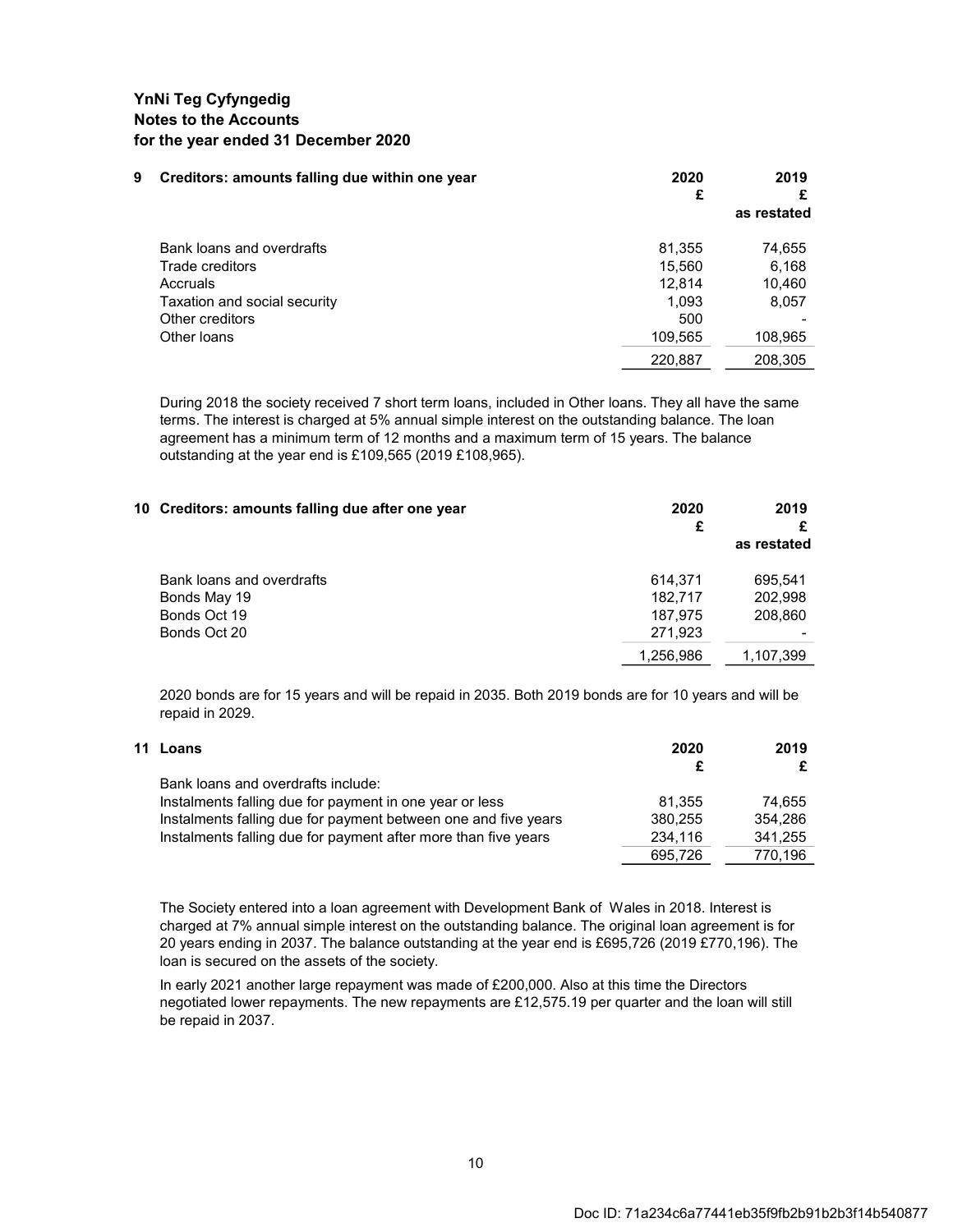**YnNi Teg Cyfyngedig**
**Notes to the Accounts**
**for the year ended 31 December 2020**

**9 Creditors: amounts falling due within one year**

| | 2020 £ | 2019 £ as restated |
|---|---|---|
| Bank loans and overdrafts | 81,355 | 74,655 |
| Trade creditors | 15,560 | 6,168 |
| Accruals | 12,814 | 10,460 |
| Taxation and social security | 1,093 | 8,057 |
| Other creditors | 500 | - |
| Other loans | 109,565 | 108,965 |
| | 220,887 | 208,305 |

During 2018 the society received 7 short term loans, included in Other loans. They all have the same terms. The interest is charged at 5% annual simple interest on the outstanding balance. The loan agreement has a minimum term of 12 months and a maximum term of 15 years. The balance outstanding at the year end is £109,565 (2019 £108,965).

**10 Creditors: amounts falling due after one year**

| | 2020 £ | 2019 £ as restated |
|---|---|---|
| Bank loans and overdrafts | 614,371 | 695,541 |
| Bonds May 19 | 182,717 | 202,998 |
| Bonds Oct 19 | 187,975 | 208,860 |
| Bonds Oct 20 | 271,923 | - |
| | 1,256,986 | 1,107,399 |

2020 bonds are for 15 years and will be repaid in 2035. Both 2019 bonds are for 10 years and will be repaid in 2029.

**11 Loans**

| | 2020 £ | 2019 £ |
|---|---|---|
| Bank loans and overdrafts include: | | |
| Instalments falling due for payment in one year or less | 81,355 | 74,655 |
| Instalments falling due for payment between one and five years | 380,255 | 354,286 |
| Instalments falling due for payment after more than five years | 234,116 | 341,255 |
| | 695,726 | 770,196 |

The Society entered into a loan agreement with Development Bank of Wales in 2018. Interest is charged at 7% annual simple interest on the outstanding balance. The original loan agreement is for 20 years ending in 2037. The balance outstanding at the year end is £695,726 (2019 £770,196). The loan is secured on the assets of the society.

In early 2021 another large repayment was made of £200,000. Also at this time the Directors negotiated lower repayments. The new repayments are £12,575.19 per quarter and the loan will still be repaid in 2037.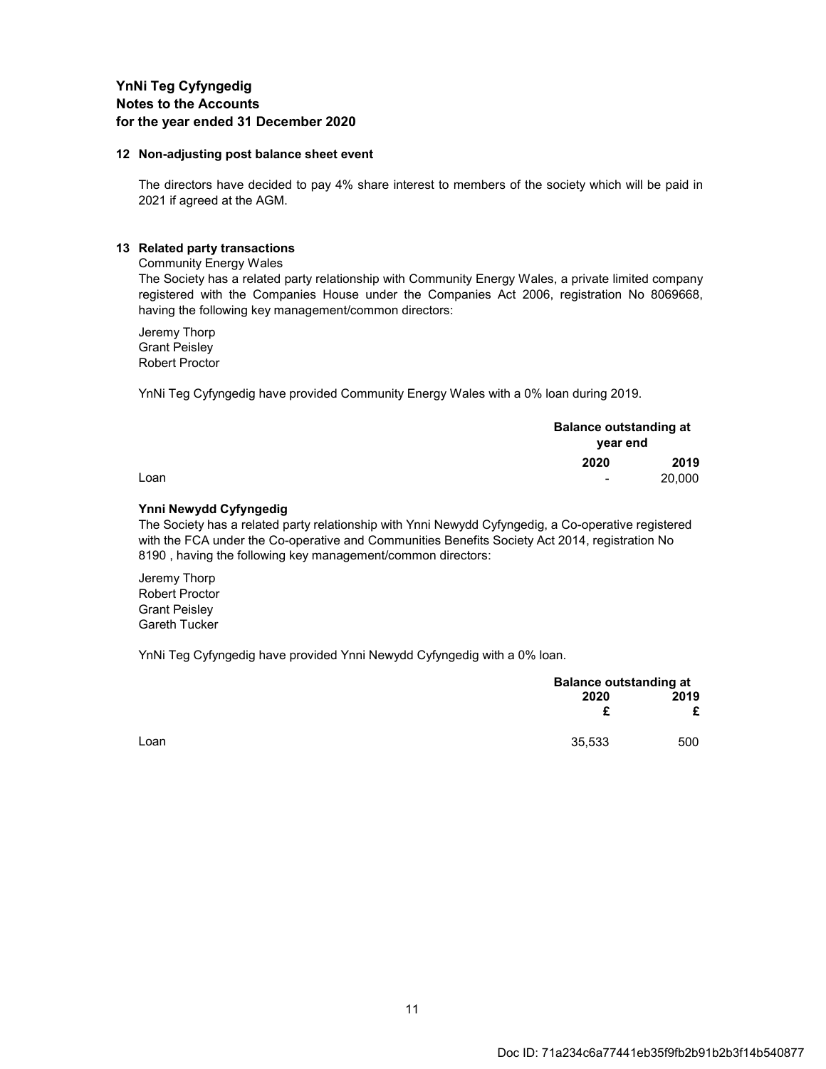## YnNi Teg Cyfyngedig
## Notes to the Accounts
## for the year ended 31 December 2020

### 12 Non-adjusting post balance sheet event

The directors have decided to pay 4% share interest to members of the society which will be paid in 2021 if agreed at the AGM.

### 13 Related party transactions

Community Energy Wales

The Society has a related party relationship with Community Energy Wales, a private limited company registered with the Companies House under the Companies Act 2006, registration No 8069668, having the following key management/common directors:

Jeremy Thorp
Grant Peisley
Robert Proctor

YnNi Teg Cyfyngedig have provided Community Energy Wales with a 0% loan during 2019.

| | Balance outstanding at year end | |
|---|---|---|
| | **2020** | **2019** |
| Loan | - | 20,000 |

**Ynni Newydd Cyfyngedig**

The Society has a related party relationship with Ynni Newydd Cyfyngedig, a Co-operative registered with the FCA under the Co-operative and Communities Benefits Society Act 2014, registration No 8190 , having the following key management/common directors:

Jeremy Thorp
Robert Proctor
Grant Peisley
Gareth Tucker

YnNi Teg Cyfyngedig have provided Ynni Newydd Cyfyngedig with a 0% loan.

| | Balance outstanding at | |
|---|---|---|
| | **2020** | **2019** |
| | **£** | **£** |
| Loan | 35,533 | 500 |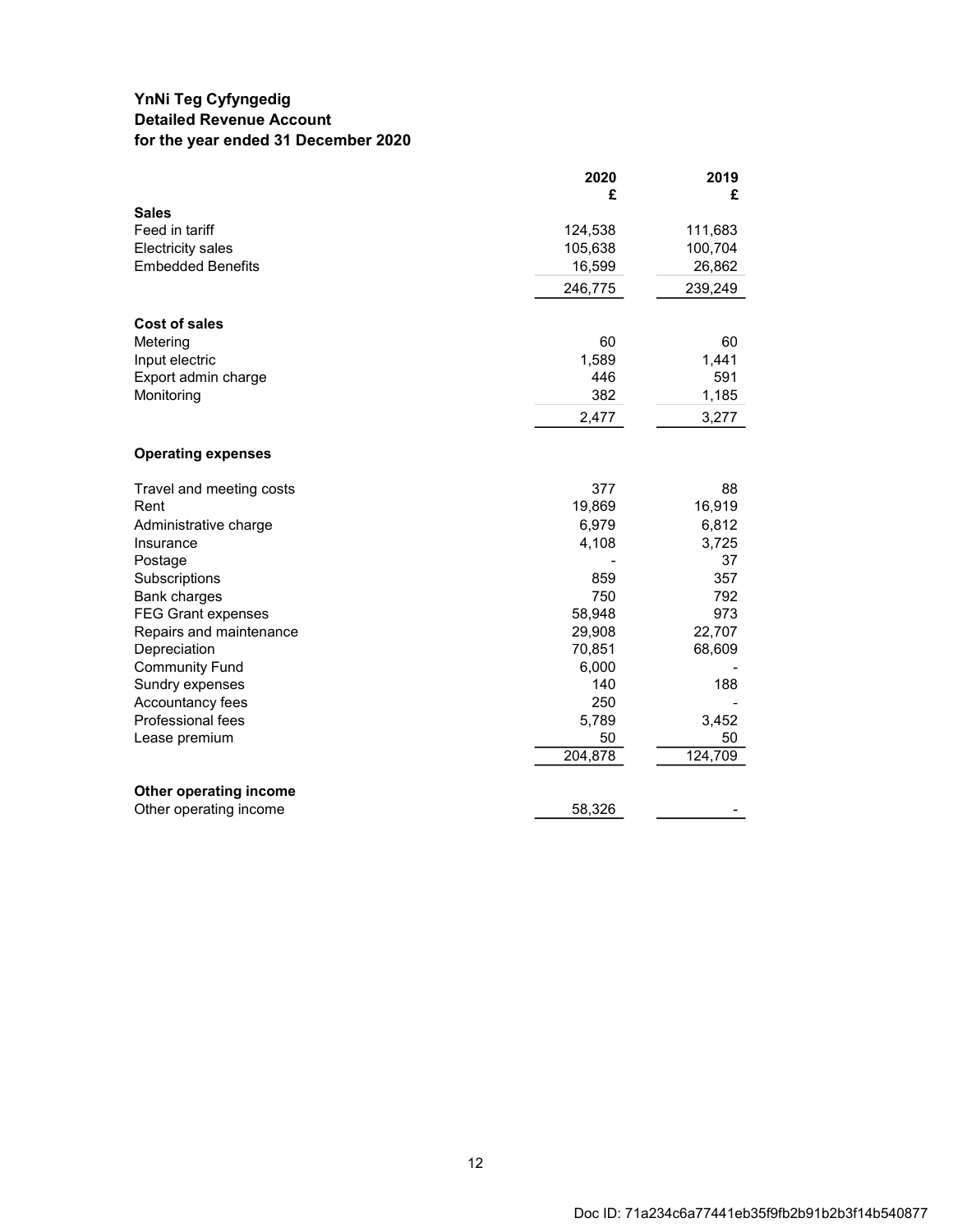**YnNi Teg Cyfyngedig**
**Detailed Revenue Account**
**for the year ended 31 December 2020**

| | 2020 £ | 2019 £ |
|---|---|---|
| **Sales** | | |
| Feed in tariff | 124,538 | 111,683 |
| Electricity sales | 105,638 | 100,704 |
| Embedded Benefits | 16,599 | 26,862 |
| | 246,775 | 239,249 |
| **Cost of sales** | | |
| Metering | 60 | 60 |
| Input electric | 1,589 | 1,441 |
| Export admin charge | 446 | 591 |
| Monitoring | 382 | 1,185 |
| | 2,477 | 3,277 |
| **Operating expenses** | | |
| Travel and meeting costs | 377 | 88 |
| Rent | 19,869 | 16,919 |
| Administrative charge | 6,979 | 6,812 |
| Insurance | 4,108 | 3,725 |
| Postage | - | 37 |
| Subscriptions | 859 | 357 |
| Bank charges | 750 | 792 |
| FEG Grant expenses | 58,948 | 973 |
| Repairs and maintenance | 29,908 | 22,707 |
| Depreciation | 70,851 | 68,609 |
| Community Fund | 6,000 | - |
| Sundry expenses | 140 | 188 |
| Accountancy fees | 250 | - |
| Professional fees | 5,789 | 3,452 |
| Lease premium | 50 | 50 |
| | 204,878 | 124,709 |
| **Other operating income** | | |
| Other operating income | 58,326 | - |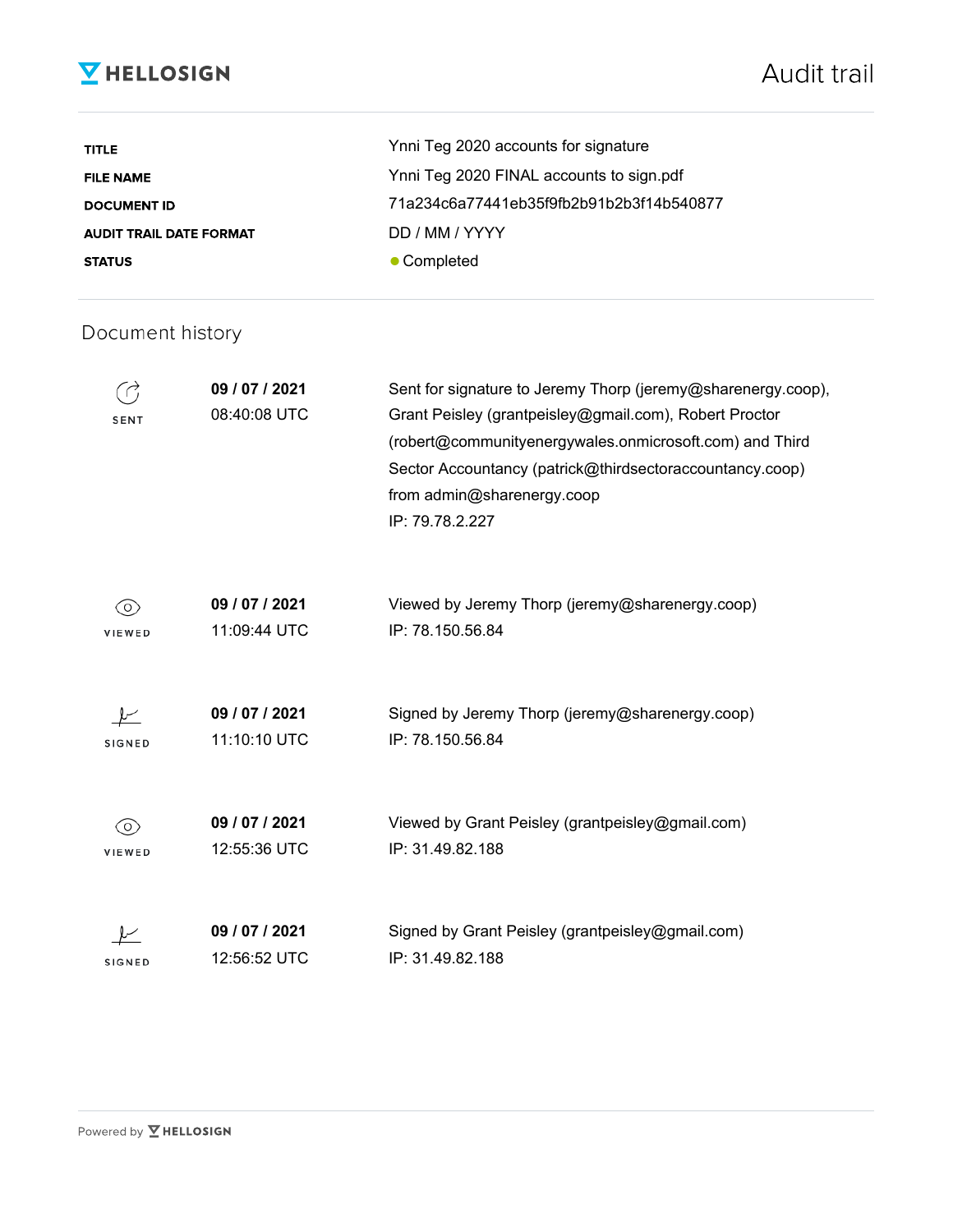HELLOSIGN

# Audit trail

| | |
|---|---|
| **TITLE** | Ynni Teg 2020 accounts for signature |
| **FILE NAME** | Ynni Teg 2020 FINAL accounts to sign.pdf |
| **DOCUMENT ID** | 71a234c6a77441eb35f9fb2b91b2b3f14b540877 |
| **AUDIT TRAIL DATE FORMAT** | DD / MM / YYYY |
| **STATUS** | ● Completed |

## Document history

| | | |
|---|---|---|
| SENT | **09 / 07 / 2021** 08:40:08 UTC | Sent for signature to Jeremy Thorp (jeremy@sharenergy.coop), Grant Peisley (grantpeisley@gmail.com), Robert Proctor (robert@communityenergywales.onmicrosoft.com) and Third Sector Accountancy (patrick@thirdsectoraccountancy.coop) from admin@sharenergy.coop IP: 79.78.2.227 |
| VIEWED | **09 / 07 / 2021** 11:09:44 UTC | Viewed by Jeremy Thorp (jeremy@sharenergy.coop) IP: 78.150.56.84 |
| SIGNED | **09 / 07 / 2021** 11:10:10 UTC | Signed by Jeremy Thorp (jeremy@sharenergy.coop) IP: 78.150.56.84 |
| VIEWED | **09 / 07 / 2021** 12:55:36 UTC | Viewed by Grant Peisley (grantpeisley@gmail.com) IP: 31.49.82.188 |
| SIGNED | **09 / 07 / 2021** 12:56:52 UTC | Signed by Grant Peisley (grantpeisley@gmail.com) IP: 31.49.82.188 |

Powered by HELLOSIGN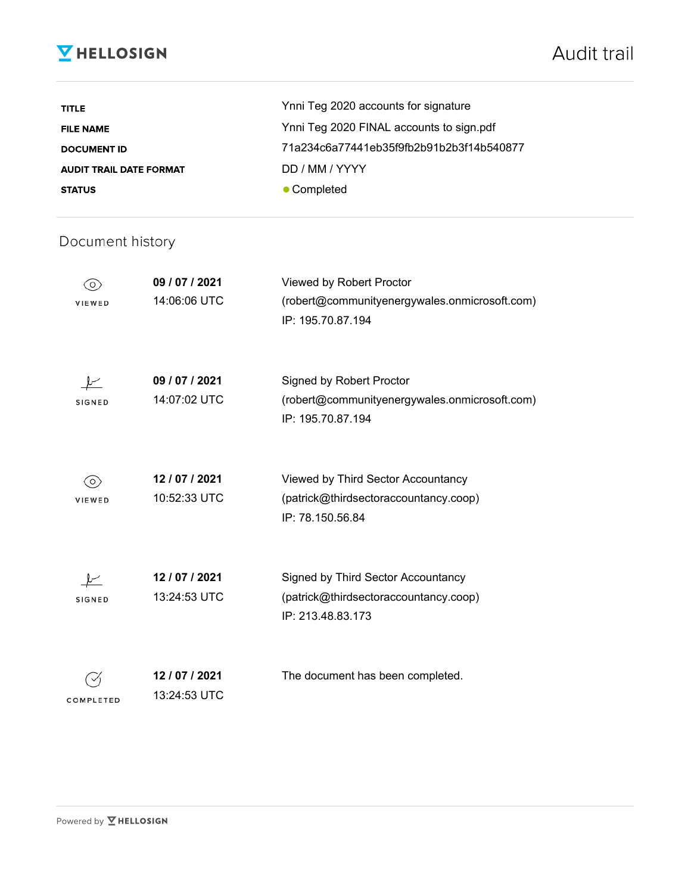HELLOSIGN

# Audit trail

| | |
|---|---|
| **TITLE** | Ynni Teg 2020 accounts for signature |
| **FILE NAME** | Ynni Teg 2020 FINAL accounts to sign.pdf |
| **DOCUMENT ID** | 71a234c6a77441eb35f9fb2b91b2b3f14b540877 |
| **AUDIT TRAIL DATE FORMAT** | DD / MM / YYYY |
| **STATUS** | ● Completed |

## Document history

| | | |
|---|---|---|
| VIEWED | **09 / 07 / 2021** 14:06:06 UTC | Viewed by Robert Proctor (robert@communityenergywales.onmicrosoft.com) IP: 195.70.87.194 |
| SIGNED | **09 / 07 / 2021** 14:07:02 UTC | Signed by Robert Proctor (robert@communityenergywales.onmicrosoft.com) IP: 195.70.87.194 |
| VIEWED | **12 / 07 / 2021** 10:52:33 UTC | Viewed by Third Sector Accountancy (patrick@thirdsectoraccountancy.coop) IP: 78.150.56.84 |
| SIGNED | **12 / 07 / 2021** 13:24:53 UTC | Signed by Third Sector Accountancy (patrick@thirdsectoraccountancy.coop) IP: 213.48.83.173 |
| COMPLETED | **12 / 07 / 2021** 13:24:53 UTC | The document has been completed. |

Powered by HELLOSIGN